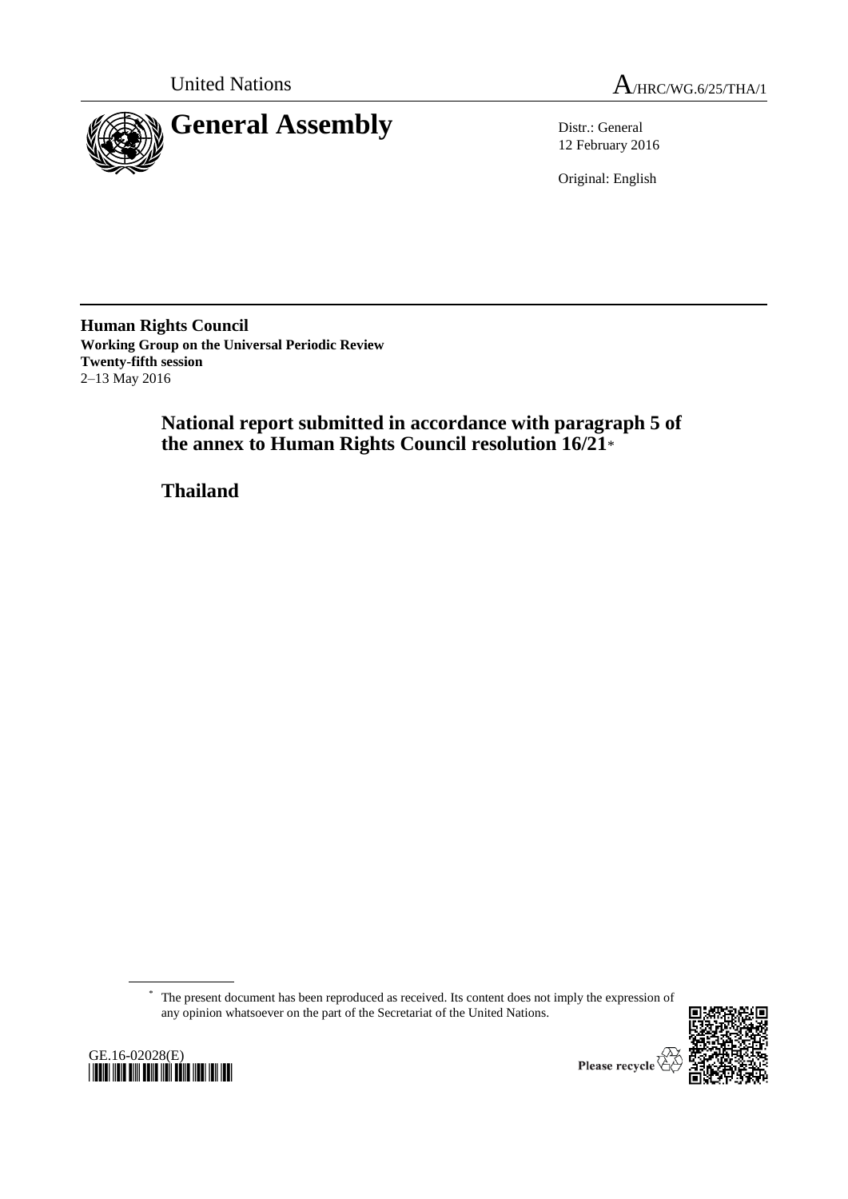United Nations

A/HRC/WG.6/25/THA/1

# General Assembly

Distr.: General
12 February 2016

Original: English

**Human Rights Council**
**Working Group on the Universal Periodic Review**
**Twenty-fifth session**
2–13 May 2016

## National report submitted in accordance with paragraph 5 of the annex to Human Rights Council resolution 16/21*

## Thailand

---

\* The present document has been reproduced as received. Its content does not imply the expression of any opinion whatsoever on the part of the Secretariat of the United Nations.

GE.16-02028(E)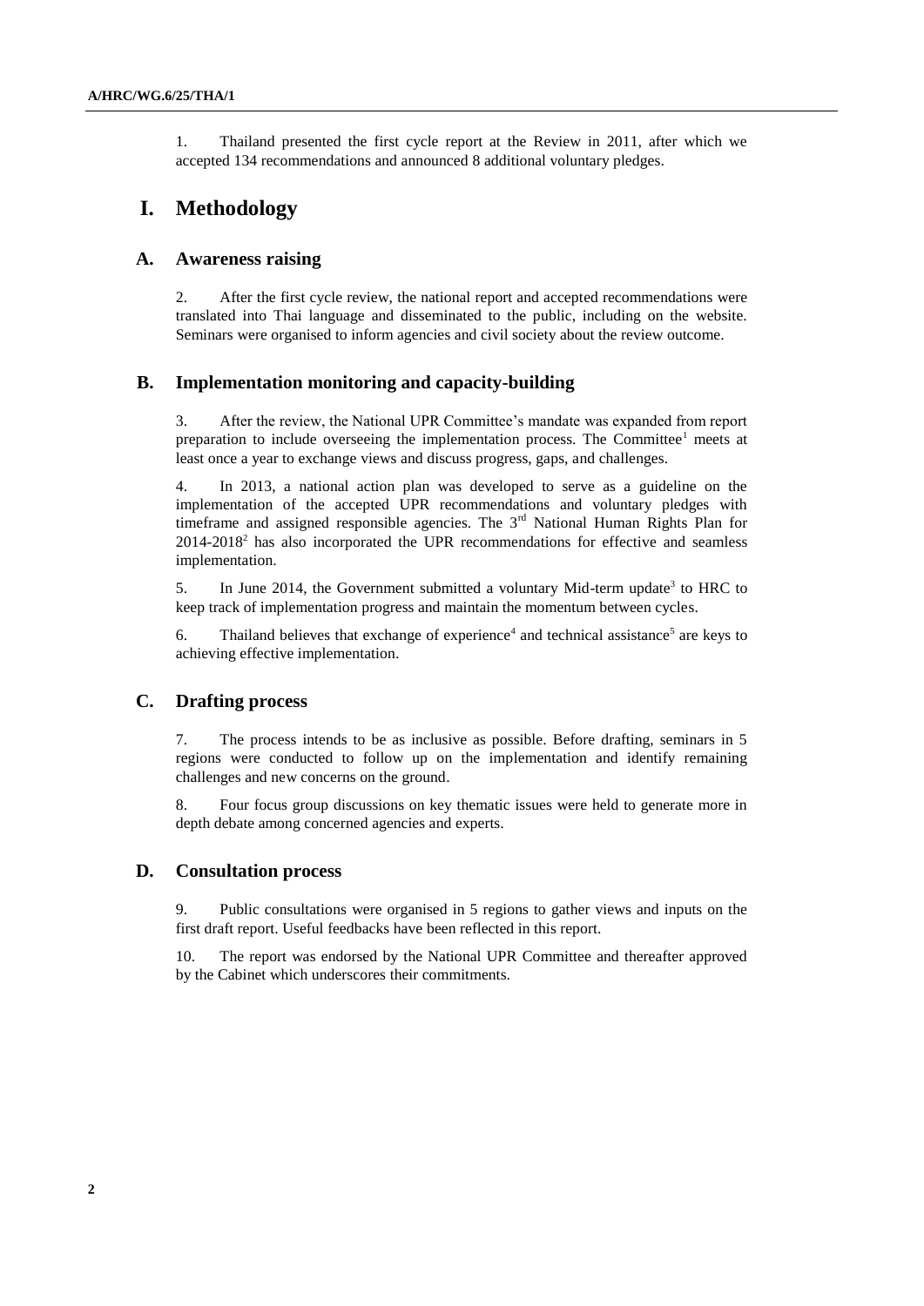1. Thailand presented the first cycle report at the Review in 2011, after which we accepted 134 recommendations and announced 8 additional voluntary pledges.

# I. Methodology

## A. Awareness raising

2. After the first cycle review, the national report and accepted recommendations were translated into Thai language and disseminated to the public, including on the website. Seminars were organised to inform agencies and civil society about the review outcome.

## B. Implementation monitoring and capacity-building

3. After the review, the National UPR Committee's mandate was expanded from report preparation to include overseeing the implementation process. The Committee[1] meets at least once a year to exchange views and discuss progress, gaps, and challenges.

4. In 2013, a national action plan was developed to serve as a guideline on the implementation of the accepted UPR recommendations and voluntary pledges with timeframe and assigned responsible agencies. The 3rd National Human Rights Plan for 2014-2018[2] has also incorporated the UPR recommendations for effective and seamless implementation.

5. In June 2014, the Government submitted a voluntary Mid-term update[3] to HRC to keep track of implementation progress and maintain the momentum between cycles.

6. Thailand believes that exchange of experience[4] and technical assistance[5] are keys to achieving effective implementation.

## C. Drafting process

7. The process intends to be as inclusive as possible. Before drafting, seminars in 5 regions were conducted to follow up on the implementation and identify remaining challenges and new concerns on the ground.

8. Four focus group discussions on key thematic issues were held to generate more in depth debate among concerned agencies and experts.

## D. Consultation process

9. Public consultations were organised in 5 regions to gather views and inputs on the first draft report. Useful feedbacks have been reflected in this report.

10. The report was endorsed by the National UPR Committee and thereafter approved by the Cabinet which underscores their commitments.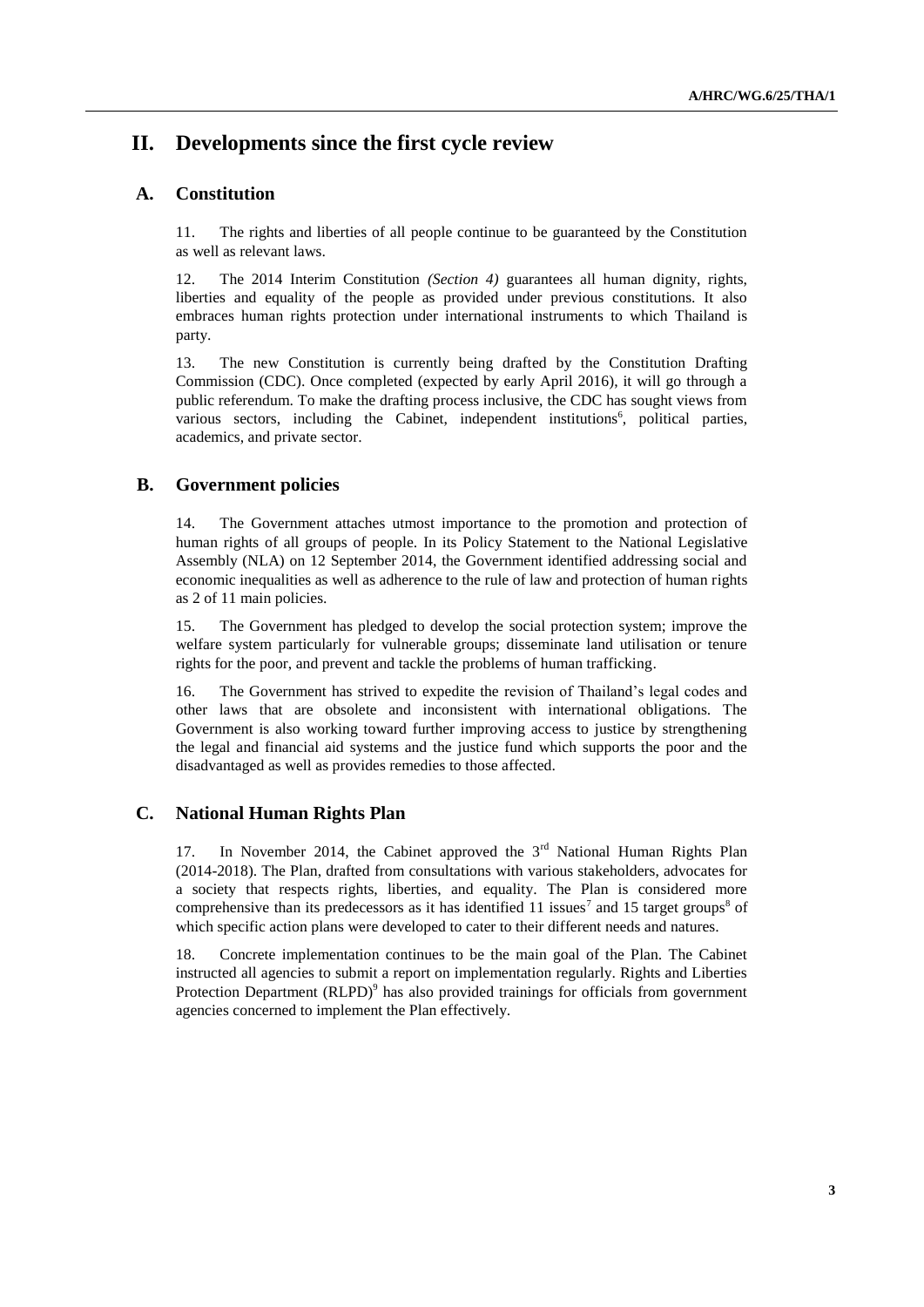# II. Developments since the first cycle review

## A. Constitution

11. The rights and liberties of all people continue to be guaranteed by the Constitution as well as relevant laws.

12. The 2014 Interim Constitution *(Section 4)* guarantees all human dignity, rights, liberties and equality of the people as provided under previous constitutions. It also embraces human rights protection under international instruments to which Thailand is party.

13. The new Constitution is currently being drafted by the Constitution Drafting Commission (CDC). Once completed (expected by early April 2016), it will go through a public referendum. To make the drafting process inclusive, the CDC has sought views from various sectors, including the Cabinet, independent institutions[6], political parties, academics, and private sector.

## B. Government policies

14. The Government attaches utmost importance to the promotion and protection of human rights of all groups of people. In its Policy Statement to the National Legislative Assembly (NLA) on 12 September 2014, the Government identified addressing social and economic inequalities as well as adherence to the rule of law and protection of human rights as 2 of 11 main policies.

15. The Government has pledged to develop the social protection system; improve the welfare system particularly for vulnerable groups; disseminate land utilisation or tenure rights for the poor, and prevent and tackle the problems of human trafficking.

16. The Government has strived to expedite the revision of Thailand's legal codes and other laws that are obsolete and inconsistent with international obligations. The Government is also working toward further improving access to justice by strengthening the legal and financial aid systems and the justice fund which supports the poor and the disadvantaged as well as provides remedies to those affected.

## C. National Human Rights Plan

17. In November 2014, the Cabinet approved the 3rd National Human Rights Plan (2014-2018). The Plan, drafted from consultations with various stakeholders, advocates for a society that respects rights, liberties, and equality. The Plan is considered more comprehensive than its predecessors as it has identified 11 issues[7] and 15 target groups[8] of which specific action plans were developed to cater to their different needs and natures.

18. Concrete implementation continues to be the main goal of the Plan. The Cabinet instructed all agencies to submit a report on implementation regularly. Rights and Liberties Protection Department (RLPD)[9] has also provided trainings for officials from government agencies concerned to implement the Plan effectively.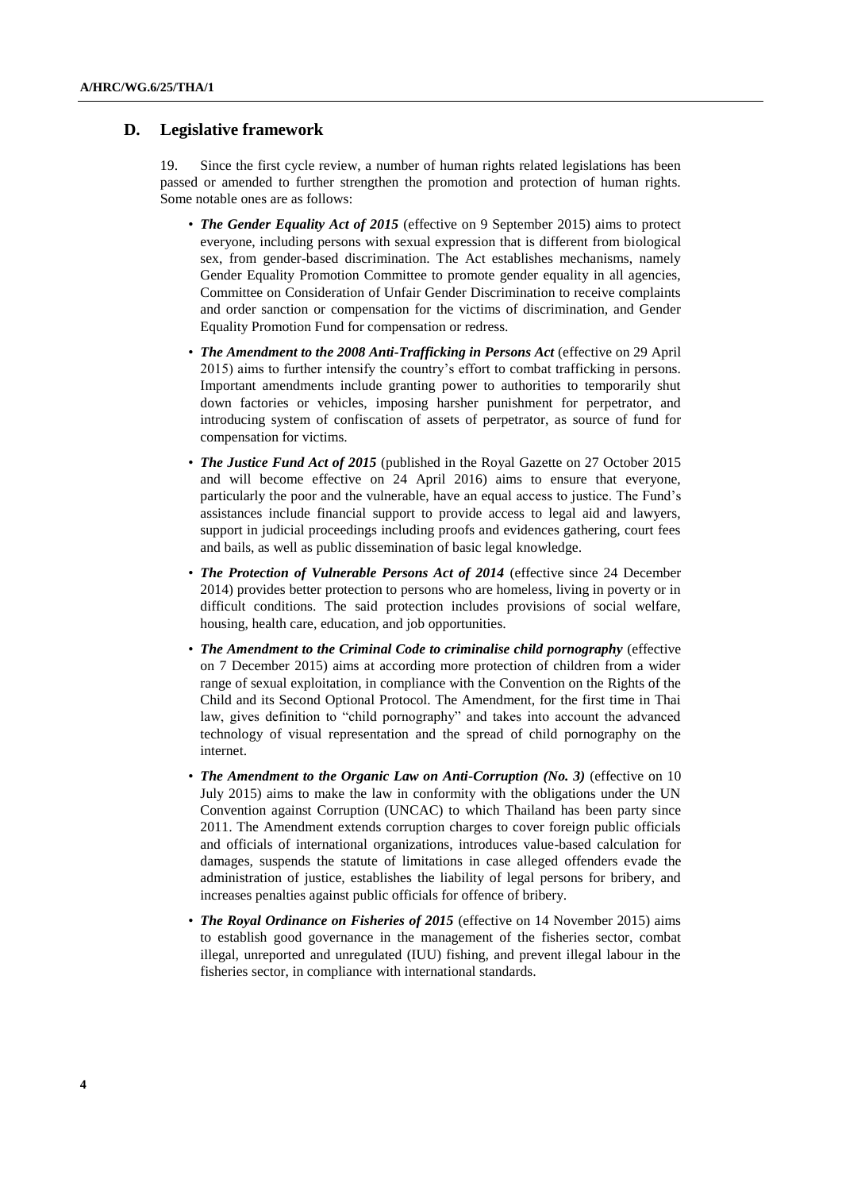## D. Legislative framework

19. Since the first cycle review, a number of human rights related legislations has been passed or amended to further strengthen the promotion and protection of human rights. Some notable ones are as follows:

- ***The Gender Equality Act of 2015*** (effective on 9 September 2015) aims to protect everyone, including persons with sexual expression that is different from biological sex, from gender-based discrimination. The Act establishes mechanisms, namely Gender Equality Promotion Committee to promote gender equality in all agencies, Committee on Consideration of Unfair Gender Discrimination to receive complaints and order sanction or compensation for the victims of discrimination, and Gender Equality Promotion Fund for compensation or redress.
- ***The Amendment to the 2008 Anti-Trafficking in Persons Act*** (effective on 29 April 2015) aims to further intensify the country's effort to combat trafficking in persons. Important amendments include granting power to authorities to temporarily shut down factories or vehicles, imposing harsher punishment for perpetrator, and introducing system of confiscation of assets of perpetrator, as source of fund for compensation for victims.
- ***The Justice Fund Act of 2015*** (published in the Royal Gazette on 27 October 2015 and will become effective on 24 April 2016) aims to ensure that everyone, particularly the poor and the vulnerable, have an equal access to justice. The Fund's assistances include financial support to provide access to legal aid and lawyers, support in judicial proceedings including proofs and evidences gathering, court fees and bails, as well as public dissemination of basic legal knowledge.
- ***The Protection of Vulnerable Persons Act of 2014*** (effective since 24 December 2014) provides better protection to persons who are homeless, living in poverty or in difficult conditions. The said protection includes provisions of social welfare, housing, health care, education, and job opportunities.
- ***The Amendment to the Criminal Code to criminalise child pornography*** (effective on 7 December 2015) aims at according more protection of children from a wider range of sexual exploitation, in compliance with the Convention on the Rights of the Child and its Second Optional Protocol. The Amendment, for the first time in Thai law, gives definition to "child pornography" and takes into account the advanced technology of visual representation and the spread of child pornography on the internet.
- ***The Amendment to the Organic Law on Anti-Corruption (No. 3)*** (effective on 10 July 2015) aims to make the law in conformity with the obligations under the UN Convention against Corruption (UNCAC) to which Thailand has been party since 2011. The Amendment extends corruption charges to cover foreign public officials and officials of international organizations, introduces value-based calculation for damages, suspends the statute of limitations in case alleged offenders evade the administration of justice, establishes the liability of legal persons for bribery, and increases penalties against public officials for offence of bribery.
- ***The Royal Ordinance on Fisheries of 2015*** (effective on 14 November 2015) aims to establish good governance in the management of the fisheries sector, combat illegal, unreported and unregulated (IUU) fishing, and prevent illegal labour in the fisheries sector, in compliance with international standards.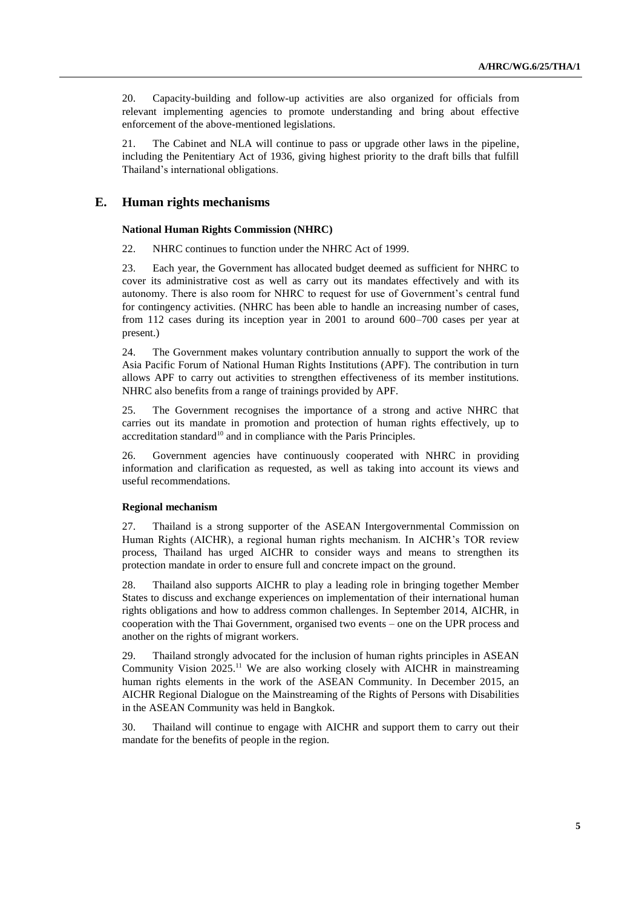20. Capacity-building and follow-up activities are also organized for officials from relevant implementing agencies to promote understanding and bring about effective enforcement of the above-mentioned legislations.

21. The Cabinet and NLA will continue to pass or upgrade other laws in the pipeline, including the Penitentiary Act of 1936, giving highest priority to the draft bills that fulfill Thailand's international obligations.

## E. Human rights mechanisms

#### National Human Rights Commission (NHRC)

22. NHRC continues to function under the NHRC Act of 1999.

23. Each year, the Government has allocated budget deemed as sufficient for NHRC to cover its administrative cost as well as carry out its mandates effectively and with its autonomy. There is also room for NHRC to request for use of Government's central fund for contingency activities. (NHRC has been able to handle an increasing number of cases, from 112 cases during its inception year in 2001 to around 600–700 cases per year at present.)

24. The Government makes voluntary contribution annually to support the work of the Asia Pacific Forum of National Human Rights Institutions (APF). The contribution in turn allows APF to carry out activities to strengthen effectiveness of its member institutions. NHRC also benefits from a range of trainings provided by APF.

25. The Government recognises the importance of a strong and active NHRC that carries out its mandate in promotion and protection of human rights effectively, up to accreditation standard[10] and in compliance with the Paris Principles.

26. Government agencies have continuously cooperated with NHRC in providing information and clarification as requested, as well as taking into account its views and useful recommendations.

#### Regional mechanism

27. Thailand is a strong supporter of the ASEAN Intergovernmental Commission on Human Rights (AICHR), a regional human rights mechanism. In AICHR's TOR review process, Thailand has urged AICHR to consider ways and means to strengthen its protection mandate in order to ensure full and concrete impact on the ground.

28. Thailand also supports AICHR to play a leading role in bringing together Member States to discuss and exchange experiences on implementation of their international human rights obligations and how to address common challenges. In September 2014, AICHR, in cooperation with the Thai Government, organised two events – one on the UPR process and another on the rights of migrant workers.

29. Thailand strongly advocated for the inclusion of human rights principles in ASEAN Community Vision 2025.[11] We are also working closely with AICHR in mainstreaming human rights elements in the work of the ASEAN Community. In December 2015, an AICHR Regional Dialogue on the Mainstreaming of the Rights of Persons with Disabilities in the ASEAN Community was held in Bangkok.

30. Thailand will continue to engage with AICHR and support them to carry out their mandate for the benefits of people in the region.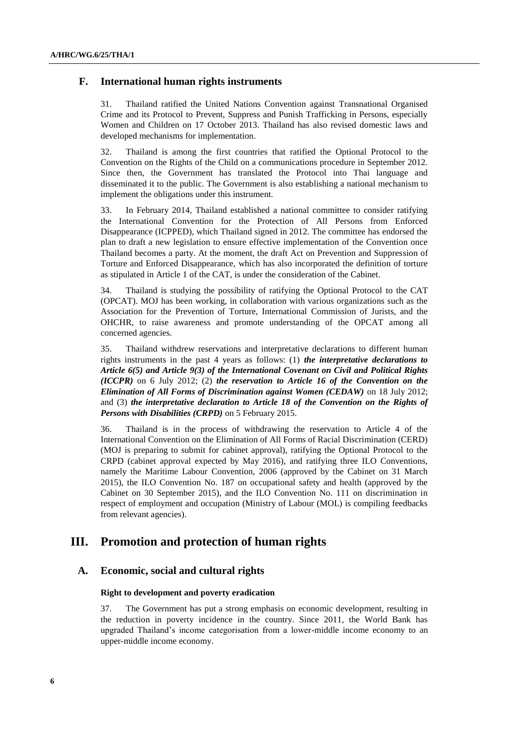### F. International human rights instruments

31. Thailand ratified the United Nations Convention against Transnational Organised Crime and its Protocol to Prevent, Suppress and Punish Trafficking in Persons, especially Women and Children on 17 October 2013. Thailand has also revised domestic laws and developed mechanisms for implementation.

32. Thailand is among the first countries that ratified the Optional Protocol to the Convention on the Rights of the Child on a communications procedure in September 2012. Since then, the Government has translated the Protocol into Thai language and disseminated it to the public. The Government is also establishing a national mechanism to implement the obligations under this instrument.

33. In February 2014, Thailand established a national committee to consider ratifying the International Convention for the Protection of All Persons from Enforced Disappearance (ICPPED), which Thailand signed in 2012. The committee has endorsed the plan to draft a new legislation to ensure effective implementation of the Convention once Thailand becomes a party. At the moment, the draft Act on Prevention and Suppression of Torture and Enforced Disappearance, which has also incorporated the definition of torture as stipulated in Article 1 of the CAT, is under the consideration of the Cabinet.

34. Thailand is studying the possibility of ratifying the Optional Protocol to the CAT (OPCAT). MOJ has been working, in collaboration with various organizations such as the Association for the Prevention of Torture, International Commission of Jurists, and the OHCHR, to raise awareness and promote understanding of the OPCAT among all concerned agencies.

35. Thailand withdrew reservations and interpretative declarations to different human rights instruments in the past 4 years as follows: (1) ***the interpretative declarations to Article 6(5) and Article 9(3) of the International Covenant on Civil and Political Rights (ICCPR)*** on 6 July 2012; (2) ***the reservation to Article 16 of the Convention on the Elimination of All Forms of Discrimination against Women (CEDAW)*** on 18 July 2012; and (3) ***the interpretative declaration to Article 18 of the Convention on the Rights of Persons with Disabilities (CRPD)*** on 5 February 2015.

36. Thailand is in the process of withdrawing the reservation to Article 4 of the International Convention on the Elimination of All Forms of Racial Discrimination (CERD) (MOJ is preparing to submit for cabinet approval), ratifying the Optional Protocol to the CRPD (cabinet approval expected by May 2016), and ratifying three ILO Conventions, namely the Maritime Labour Convention, 2006 (approved by the Cabinet on 31 March 2015), the ILO Convention No. 187 on occupational safety and health (approved by the Cabinet on 30 September 2015), and the ILO Convention No. 111 on discrimination in respect of employment and occupation (Ministry of Labour (MOL) is compiling feedbacks from relevant agencies).

## III. Promotion and protection of human rights

### A. Economic, social and cultural rights

#### Right to development and poverty eradication

37. The Government has put a strong emphasis on economic development, resulting in the reduction in poverty incidence in the country. Since 2011, the World Bank has upgraded Thailand's income categorisation from a lower-middle income economy to an upper-middle income economy.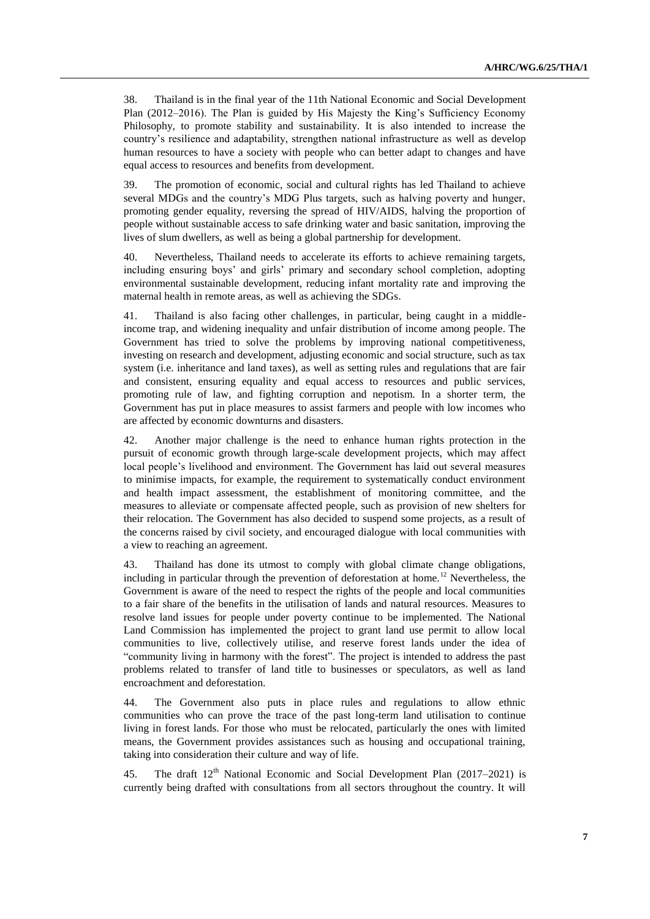38. Thailand is in the final year of the 11th National Economic and Social Development Plan (2012–2016). The Plan is guided by His Majesty the King's Sufficiency Economy Philosophy, to promote stability and sustainability. It is also intended to increase the country's resilience and adaptability, strengthen national infrastructure as well as develop human resources to have a society with people who can better adapt to changes and have equal access to resources and benefits from development.

39. The promotion of economic, social and cultural rights has led Thailand to achieve several MDGs and the country's MDG Plus targets, such as halving poverty and hunger, promoting gender equality, reversing the spread of HIV/AIDS, halving the proportion of people without sustainable access to safe drinking water and basic sanitation, improving the lives of slum dwellers, as well as being a global partnership for development.

40. Nevertheless, Thailand needs to accelerate its efforts to achieve remaining targets, including ensuring boys' and girls' primary and secondary school completion, adopting environmental sustainable development, reducing infant mortality rate and improving the maternal health in remote areas, as well as achieving the SDGs.

41. Thailand is also facing other challenges, in particular, being caught in a middle-income trap, and widening inequality and unfair distribution of income among people. The Government has tried to solve the problems by improving national competitiveness, investing on research and development, adjusting economic and social structure, such as tax system (i.e. inheritance and land taxes), as well as setting rules and regulations that are fair and consistent, ensuring equality and equal access to resources and public services, promoting rule of law, and fighting corruption and nepotism. In a shorter term, the Government has put in place measures to assist farmers and people with low incomes who are affected by economic downturns and disasters.

42. Another major challenge is the need to enhance human rights protection in the pursuit of economic growth through large-scale development projects, which may affect local people's livelihood and environment. The Government has laid out several measures to minimise impacts, for example, the requirement to systematically conduct environment and health impact assessment, the establishment of monitoring committee, and the measures to alleviate or compensate affected people, such as provision of new shelters for their relocation. The Government has also decided to suspend some projects, as a result of the concerns raised by civil society, and encouraged dialogue with local communities with a view to reaching an agreement.

43. Thailand has done its utmost to comply with global climate change obligations, including in particular through the prevention of deforestation at home.[12] Nevertheless, the Government is aware of the need to respect the rights of the people and local communities to a fair share of the benefits in the utilisation of lands and natural resources. Measures to resolve land issues for people under poverty continue to be implemented. The National Land Commission has implemented the project to grant land use permit to allow local communities to live, collectively utilise, and reserve forest lands under the idea of "community living in harmony with the forest". The project is intended to address the past problems related to transfer of land title to businesses or speculators, as well as land encroachment and deforestation.

44. The Government also puts in place rules and regulations to allow ethnic communities who can prove the trace of the past long-term land utilisation to continue living in forest lands. For those who must be relocated, particularly the ones with limited means, the Government provides assistances such as housing and occupational training, taking into consideration their culture and way of life.

45. The draft 12th National Economic and Social Development Plan (2017–2021) is currently being drafted with consultations from all sectors throughout the country. It will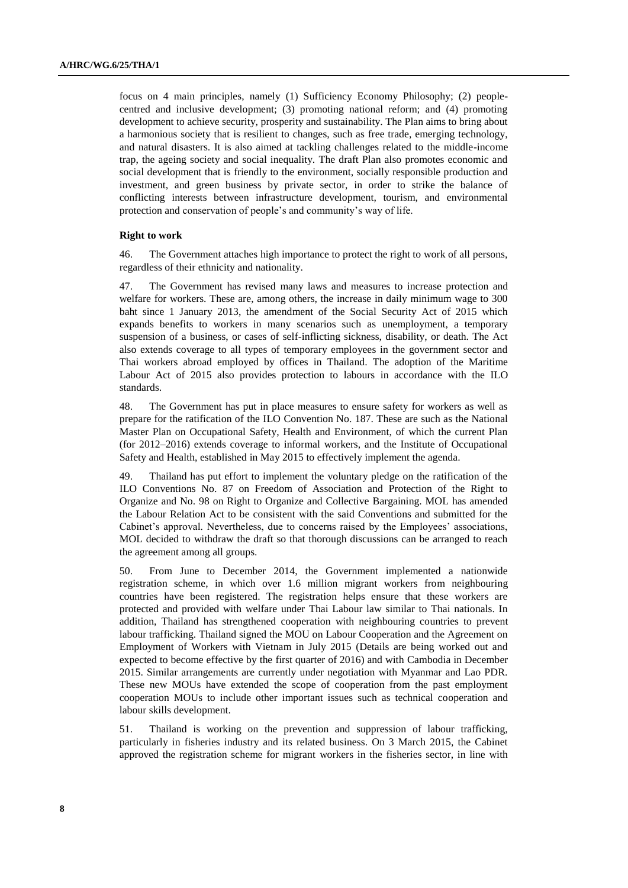focus on 4 main principles, namely (1) Sufficiency Economy Philosophy; (2) people-centred and inclusive development; (3) promoting national reform; and (4) promoting development to achieve security, prosperity and sustainability. The Plan aims to bring about a harmonious society that is resilient to changes, such as free trade, emerging technology, and natural disasters. It is also aimed at tackling challenges related to the middle-income trap, the ageing society and social inequality. The draft Plan also promotes economic and social development that is friendly to the environment, socially responsible production and investment, and green business by private sector, in order to strike the balance of conflicting interests between infrastructure development, tourism, and environmental protection and conservation of people's and community's way of life.

**Right to work**

46. The Government attaches high importance to protect the right to work of all persons, regardless of their ethnicity and nationality.

47. The Government has revised many laws and measures to increase protection and welfare for workers. These are, among others, the increase in daily minimum wage to 300 baht since 1 January 2013, the amendment of the Social Security Act of 2015 which expands benefits to workers in many scenarios such as unemployment, a temporary suspension of a business, or cases of self-inflicting sickness, disability, or death. The Act also extends coverage to all types of temporary employees in the government sector and Thai workers abroad employed by offices in Thailand. The adoption of the Maritime Labour Act of 2015 also provides protection to labours in accordance with the ILO standards.

48. The Government has put in place measures to ensure safety for workers as well as prepare for the ratification of the ILO Convention No. 187. These are such as the National Master Plan on Occupational Safety, Health and Environment, of which the current Plan (for 2012–2016) extends coverage to informal workers, and the Institute of Occupational Safety and Health, established in May 2015 to effectively implement the agenda.

49. Thailand has put effort to implement the voluntary pledge on the ratification of the ILO Conventions No. 87 on Freedom of Association and Protection of the Right to Organize and No. 98 on Right to Organize and Collective Bargaining. MOL has amended the Labour Relation Act to be consistent with the said Conventions and submitted for the Cabinet's approval. Nevertheless, due to concerns raised by the Employees' associations, MOL decided to withdraw the draft so that thorough discussions can be arranged to reach the agreement among all groups.

50. From June to December 2014, the Government implemented a nationwide registration scheme, in which over 1.6 million migrant workers from neighbouring countries have been registered. The registration helps ensure that these workers are protected and provided with welfare under Thai Labour law similar to Thai nationals. In addition, Thailand has strengthened cooperation with neighbouring countries to prevent labour trafficking. Thailand signed the MOU on Labour Cooperation and the Agreement on Employment of Workers with Vietnam in July 2015 (Details are being worked out and expected to become effective by the first quarter of 2016) and with Cambodia in December 2015. Similar arrangements are currently under negotiation with Myanmar and Lao PDR. These new MOUs have extended the scope of cooperation from the past employment cooperation MOUs to include other important issues such as technical cooperation and labour skills development.

51. Thailand is working on the prevention and suppression of labour trafficking, particularly in fisheries industry and its related business. On 3 March 2015, the Cabinet approved the registration scheme for migrant workers in the fisheries sector, in line with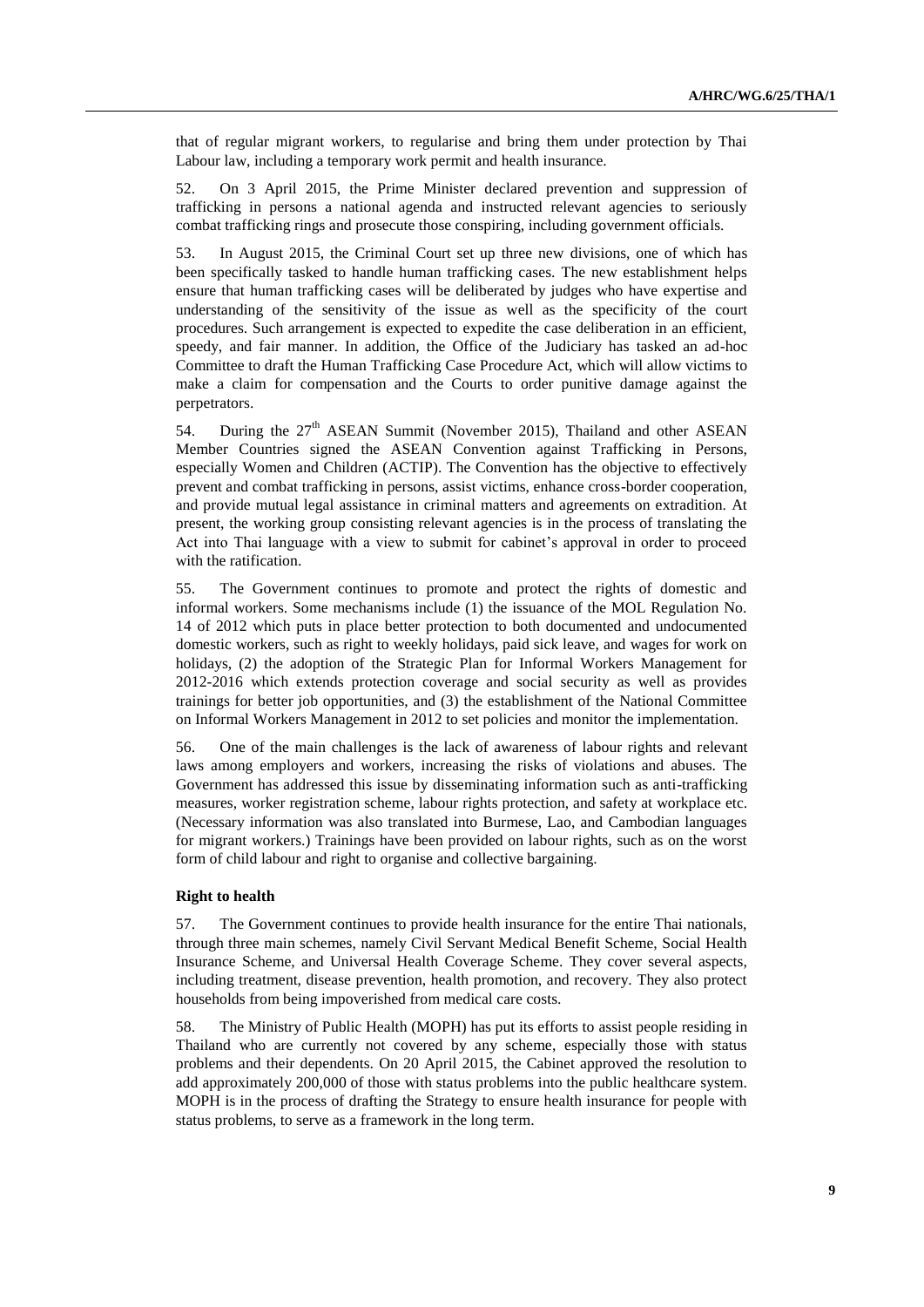that of regular migrant workers, to regularise and bring them under protection by Thai Labour law, including a temporary work permit and health insurance.

52. On 3 April 2015, the Prime Minister declared prevention and suppression of trafficking in persons a national agenda and instructed relevant agencies to seriously combat trafficking rings and prosecute those conspiring, including government officials.

53. In August 2015, the Criminal Court set up three new divisions, one of which has been specifically tasked to handle human trafficking cases. The new establishment helps ensure that human trafficking cases will be deliberated by judges who have expertise and understanding of the sensitivity of the issue as well as the specificity of the court procedures. Such arrangement is expected to expedite the case deliberation in an efficient, speedy, and fair manner. In addition, the Office of the Judiciary has tasked an ad-hoc Committee to draft the Human Trafficking Case Procedure Act, which will allow victims to make a claim for compensation and the Courts to order punitive damage against the perpetrators.

54. During the 27th ASEAN Summit (November 2015), Thailand and other ASEAN Member Countries signed the ASEAN Convention against Trafficking in Persons, especially Women and Children (ACTIP). The Convention has the objective to effectively prevent and combat trafficking in persons, assist victims, enhance cross-border cooperation, and provide mutual legal assistance in criminal matters and agreements on extradition. At present, the working group consisting relevant agencies is in the process of translating the Act into Thai language with a view to submit for cabinet's approval in order to proceed with the ratification.

55. The Government continues to promote and protect the rights of domestic and informal workers. Some mechanisms include (1) the issuance of the MOL Regulation No. 14 of 2012 which puts in place better protection to both documented and undocumented domestic workers, such as right to weekly holidays, paid sick leave, and wages for work on holidays, (2) the adoption of the Strategic Plan for Informal Workers Management for 2012-2016 which extends protection coverage and social security as well as provides trainings for better job opportunities, and (3) the establishment of the National Committee on Informal Workers Management in 2012 to set policies and monitor the implementation.

56. One of the main challenges is the lack of awareness of labour rights and relevant laws among employers and workers, increasing the risks of violations and abuses. The Government has addressed this issue by disseminating information such as anti-trafficking measures, worker registration scheme, labour rights protection, and safety at workplace etc. (Necessary information was also translated into Burmese, Lao, and Cambodian languages for migrant workers.) Trainings have been provided on labour rights, such as on the worst form of child labour and right to organise and collective bargaining.

**Right to health**

57. The Government continues to provide health insurance for the entire Thai nationals, through three main schemes, namely Civil Servant Medical Benefit Scheme, Social Health Insurance Scheme, and Universal Health Coverage Scheme. They cover several aspects, including treatment, disease prevention, health promotion, and recovery. They also protect households from being impoverished from medical care costs.

58. The Ministry of Public Health (MOPH) has put its efforts to assist people residing in Thailand who are currently not covered by any scheme, especially those with status problems and their dependents. On 20 April 2015, the Cabinet approved the resolution to add approximately 200,000 of those with status problems into the public healthcare system. MOPH is in the process of drafting the Strategy to ensure health insurance for people with status problems, to serve as a framework in the long term.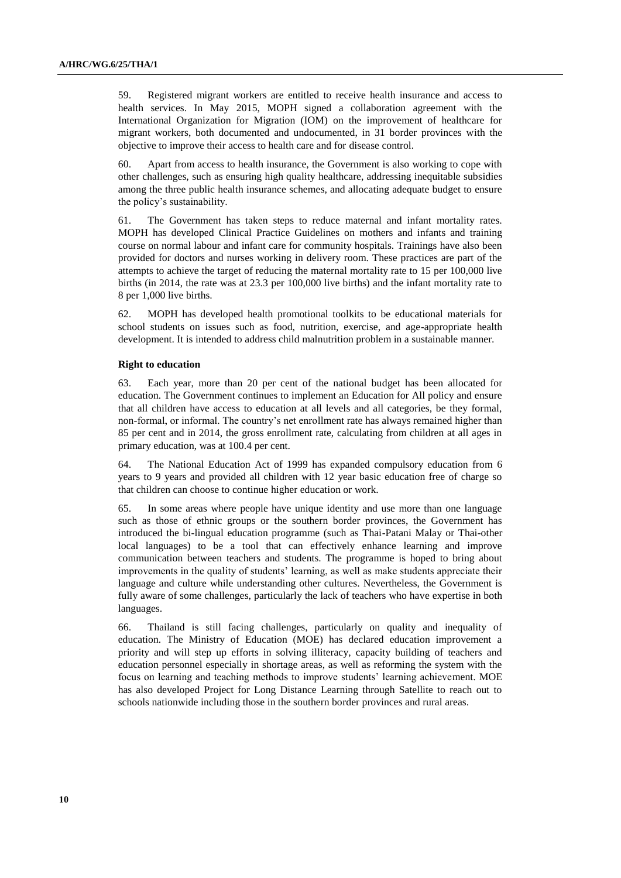59. Registered migrant workers are entitled to receive health insurance and access to health services. In May 2015, MOPH signed a collaboration agreement with the International Organization for Migration (IOM) on the improvement of healthcare for migrant workers, both documented and undocumented, in 31 border provinces with the objective to improve their access to health care and for disease control.

60. Apart from access to health insurance, the Government is also working to cope with other challenges, such as ensuring high quality healthcare, addressing inequitable subsidies among the three public health insurance schemes, and allocating adequate budget to ensure the policy's sustainability.

61. The Government has taken steps to reduce maternal and infant mortality rates. MOPH has developed Clinical Practice Guidelines on mothers and infants and training course on normal labour and infant care for community hospitals. Trainings have also been provided for doctors and nurses working in delivery room. These practices are part of the attempts to achieve the target of reducing the maternal mortality rate to 15 per 100,000 live births (in 2014, the rate was at 23.3 per 100,000 live births) and the infant mortality rate to 8 per 1,000 live births.

62. MOPH has developed health promotional toolkits to be educational materials for school students on issues such as food, nutrition, exercise, and age-appropriate health development. It is intended to address child malnutrition problem in a sustainable manner.

**Right to education**

63. Each year, more than 20 per cent of the national budget has been allocated for education. The Government continues to implement an Education for All policy and ensure that all children have access to education at all levels and all categories, be they formal, non-formal, or informal. The country's net enrollment rate has always remained higher than 85 per cent and in 2014, the gross enrollment rate, calculating from children at all ages in primary education, was at 100.4 per cent.

64. The National Education Act of 1999 has expanded compulsory education from 6 years to 9 years and provided all children with 12 year basic education free of charge so that children can choose to continue higher education or work.

65. In some areas where people have unique identity and use more than one language such as those of ethnic groups or the southern border provinces, the Government has introduced the bi-lingual education programme (such as Thai-Patani Malay or Thai-other local languages) to be a tool that can effectively enhance learning and improve communication between teachers and students. The programme is hoped to bring about improvements in the quality of students' learning, as well as make students appreciate their language and culture while understanding other cultures. Nevertheless, the Government is fully aware of some challenges, particularly the lack of teachers who have expertise in both languages.

66. Thailand is still facing challenges, particularly on quality and inequality of education. The Ministry of Education (MOE) has declared education improvement a priority and will step up efforts in solving illiteracy, capacity building of teachers and education personnel especially in shortage areas, as well as reforming the system with the focus on learning and teaching methods to improve students' learning achievement. MOE has also developed Project for Long Distance Learning through Satellite to reach out to schools nationwide including those in the southern border provinces and rural areas.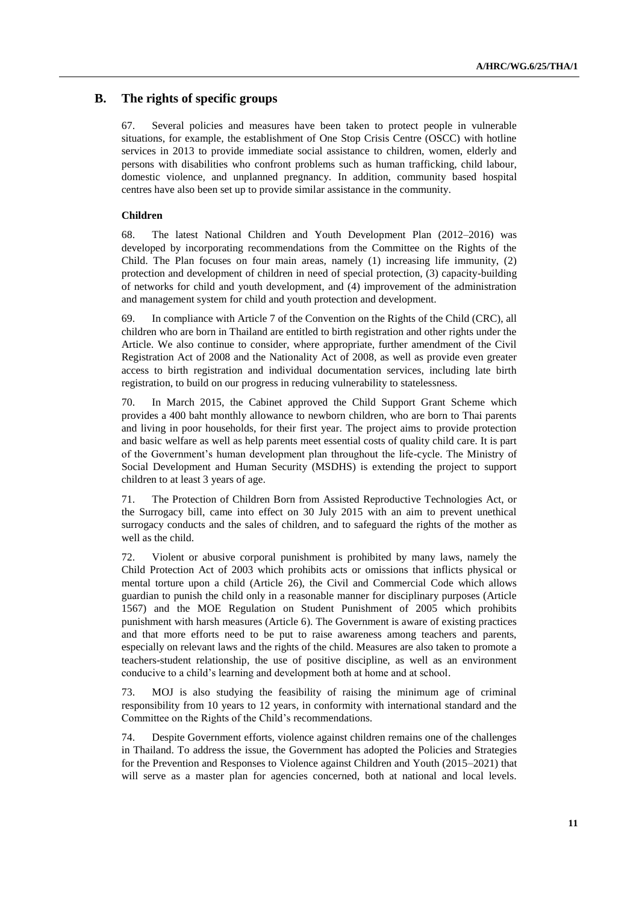## B. The rights of specific groups

67. Several policies and measures have been taken to protect people in vulnerable situations, for example, the establishment of One Stop Crisis Centre (OSCC) with hotline services in 2013 to provide immediate social assistance to children, women, elderly and persons with disabilities who confront problems such as human trafficking, child labour, domestic violence, and unplanned pregnancy. In addition, community based hospital centres have also been set up to provide similar assistance in the community.

### Children

68. The latest National Children and Youth Development Plan (2012–2016) was developed by incorporating recommendations from the Committee on the Rights of the Child. The Plan focuses on four main areas, namely (1) increasing life immunity, (2) protection and development of children in need of special protection, (3) capacity-building of networks for child and youth development, and (4) improvement of the administration and management system for child and youth protection and development.

69. In compliance with Article 7 of the Convention on the Rights of the Child (CRC), all children who are born in Thailand are entitled to birth registration and other rights under the Article. We also continue to consider, where appropriate, further amendment of the Civil Registration Act of 2008 and the Nationality Act of 2008, as well as provide even greater access to birth registration and individual documentation services, including late birth registration, to build on our progress in reducing vulnerability to statelessness.

70. In March 2015, the Cabinet approved the Child Support Grant Scheme which provides a 400 baht monthly allowance to newborn children, who are born to Thai parents and living in poor households, for their first year. The project aims to provide protection and basic welfare as well as help parents meet essential costs of quality child care. It is part of the Government's human development plan throughout the life-cycle. The Ministry of Social Development and Human Security (MSDHS) is extending the project to support children to at least 3 years of age.

71. The Protection of Children Born from Assisted Reproductive Technologies Act, or the Surrogacy bill, came into effect on 30 July 2015 with an aim to prevent unethical surrogacy conducts and the sales of children, and to safeguard the rights of the mother as well as the child.

72. Violent or abusive corporal punishment is prohibited by many laws, namely the Child Protection Act of 2003 which prohibits acts or omissions that inflicts physical or mental torture upon a child (Article 26), the Civil and Commercial Code which allows guardian to punish the child only in a reasonable manner for disciplinary purposes (Article 1567) and the MOE Regulation on Student Punishment of 2005 which prohibits punishment with harsh measures (Article 6). The Government is aware of existing practices and that more efforts need to be put to raise awareness among teachers and parents, especially on relevant laws and the rights of the child. Measures are also taken to promote a teachers-student relationship, the use of positive discipline, as well as an environment conducive to a child's learning and development both at home and at school.

73. MOJ is also studying the feasibility of raising the minimum age of criminal responsibility from 10 years to 12 years, in conformity with international standard and the Committee on the Rights of the Child's recommendations.

74. Despite Government efforts, violence against children remains one of the challenges in Thailand. To address the issue, the Government has adopted the Policies and Strategies for the Prevention and Responses to Violence against Children and Youth (2015–2021) that will serve as a master plan for agencies concerned, both at national and local levels.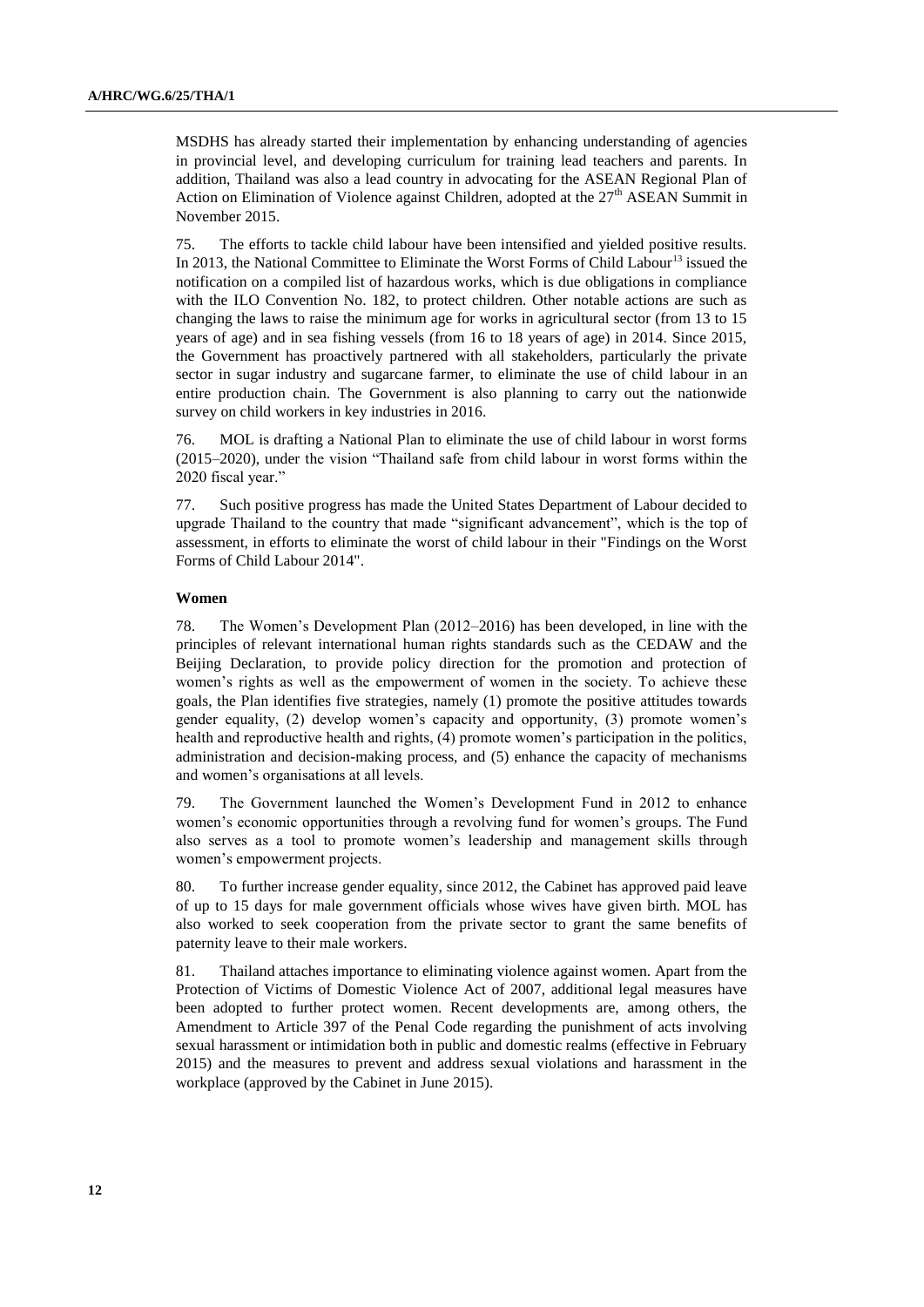MSDHS has already started their implementation by enhancing understanding of agencies in provincial level, and developing curriculum for training lead teachers and parents. In addition, Thailand was also a lead country in advocating for the ASEAN Regional Plan of Action on Elimination of Violence against Children, adopted at the 27th ASEAN Summit in November 2015.

75. The efforts to tackle child labour have been intensified and yielded positive results. In 2013, the National Committee to Eliminate the Worst Forms of Child Labour[13] issued the notification on a compiled list of hazardous works, which is due obligations in compliance with the ILO Convention No. 182, to protect children. Other notable actions are such as changing the laws to raise the minimum age for works in agricultural sector (from 13 to 15 years of age) and in sea fishing vessels (from 16 to 18 years of age) in 2014. Since 2015, the Government has proactively partnered with all stakeholders, particularly the private sector in sugar industry and sugarcane farmer, to eliminate the use of child labour in an entire production chain. The Government is also planning to carry out the nationwide survey on child workers in key industries in 2016.

76. MOL is drafting a National Plan to eliminate the use of child labour in worst forms (2015–2020), under the vision "Thailand safe from child labour in worst forms within the 2020 fiscal year."

77. Such positive progress has made the United States Department of Labour decided to upgrade Thailand to the country that made "significant advancement", which is the top of assessment, in efforts to eliminate the worst of child labour in their "Findings on the Worst Forms of Child Labour 2014".

**Women**

78. The Women's Development Plan (2012–2016) has been developed, in line with the principles of relevant international human rights standards such as the CEDAW and the Beijing Declaration, to provide policy direction for the promotion and protection of women's rights as well as the empowerment of women in the society. To achieve these goals, the Plan identifies five strategies, namely (1) promote the positive attitudes towards gender equality, (2) develop women's capacity and opportunity, (3) promote women's health and reproductive health and rights, (4) promote women's participation in the politics, administration and decision-making process, and (5) enhance the capacity of mechanisms and women's organisations at all levels.

79. The Government launched the Women's Development Fund in 2012 to enhance women's economic opportunities through a revolving fund for women's groups. The Fund also serves as a tool to promote women's leadership and management skills through women's empowerment projects.

80. To further increase gender equality, since 2012, the Cabinet has approved paid leave of up to 15 days for male government officials whose wives have given birth. MOL has also worked to seek cooperation from the private sector to grant the same benefits of paternity leave to their male workers.

81. Thailand attaches importance to eliminating violence against women. Apart from the Protection of Victims of Domestic Violence Act of 2007, additional legal measures have been adopted to further protect women. Recent developments are, among others, the Amendment to Article 397 of the Penal Code regarding the punishment of acts involving sexual harassment or intimidation both in public and domestic realms (effective in February 2015) and the measures to prevent and address sexual violations and harassment in the workplace (approved by the Cabinet in June 2015).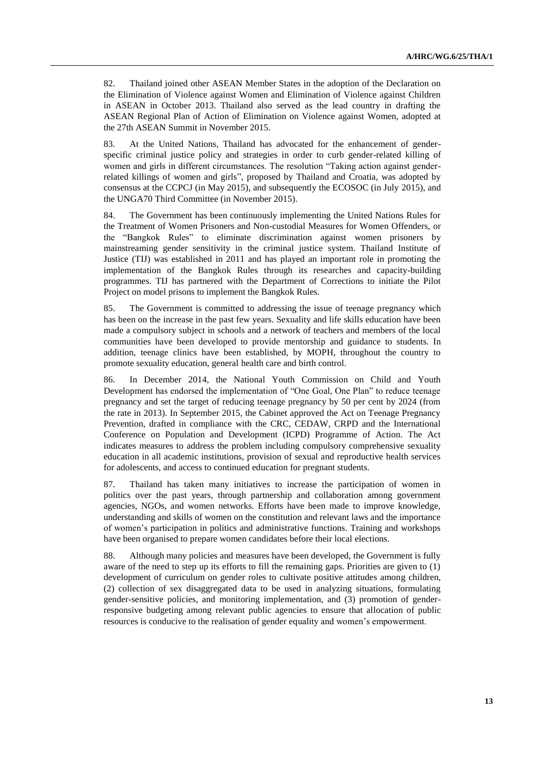82. Thailand joined other ASEAN Member States in the adoption of the Declaration on the Elimination of Violence against Women and Elimination of Violence against Children in ASEAN in October 2013. Thailand also served as the lead country in drafting the ASEAN Regional Plan of Action of Elimination on Violence against Women, adopted at the 27th ASEAN Summit in November 2015.

83. At the United Nations, Thailand has advocated for the enhancement of gender-specific criminal justice policy and strategies in order to curb gender-related killing of women and girls in different circumstances. The resolution "Taking action against gender-related killings of women and girls", proposed by Thailand and Croatia, was adopted by consensus at the CCPCJ (in May 2015), and subsequently the ECOSOC (in July 2015), and the UNGA70 Third Committee (in November 2015).

84. The Government has been continuously implementing the United Nations Rules for the Treatment of Women Prisoners and Non-custodial Measures for Women Offenders, or the "Bangkok Rules" to eliminate discrimination against women prisoners by mainstreaming gender sensitivity in the criminal justice system. Thailand Institute of Justice (TIJ) was established in 2011 and has played an important role in promoting the implementation of the Bangkok Rules through its researches and capacity-building programmes. TIJ has partnered with the Department of Corrections to initiate the Pilot Project on model prisons to implement the Bangkok Rules.

85. The Government is committed to addressing the issue of teenage pregnancy which has been on the increase in the past few years. Sexuality and life skills education have been made a compulsory subject in schools and a network of teachers and members of the local communities have been developed to provide mentorship and guidance to students. In addition, teenage clinics have been established, by MOPH, throughout the country to promote sexuality education, general health care and birth control.

86. In December 2014, the National Youth Commission on Child and Youth Development has endorsed the implementation of "One Goal, One Plan" to reduce teenage pregnancy and set the target of reducing teenage pregnancy by 50 per cent by 2024 (from the rate in 2013). In September 2015, the Cabinet approved the Act on Teenage Pregnancy Prevention, drafted in compliance with the CRC, CEDAW, CRPD and the International Conference on Population and Development (ICPD) Programme of Action. The Act indicates measures to address the problem including compulsory comprehensive sexuality education in all academic institutions, provision of sexual and reproductive health services for adolescents, and access to continued education for pregnant students.

87. Thailand has taken many initiatives to increase the participation of women in politics over the past years, through partnership and collaboration among government agencies, NGOs, and women networks. Efforts have been made to improve knowledge, understanding and skills of women on the constitution and relevant laws and the importance of women's participation in politics and administrative functions. Training and workshops have been organised to prepare women candidates before their local elections.

88. Although many policies and measures have been developed, the Government is fully aware of the need to step up its efforts to fill the remaining gaps. Priorities are given to (1) development of curriculum on gender roles to cultivate positive attitudes among children, (2) collection of sex disaggregated data to be used in analyzing situations, formulating gender-sensitive policies, and monitoring implementation, and (3) promotion of gender-responsive budgeting among relevant public agencies to ensure that allocation of public resources is conducive to the realisation of gender equality and women's empowerment.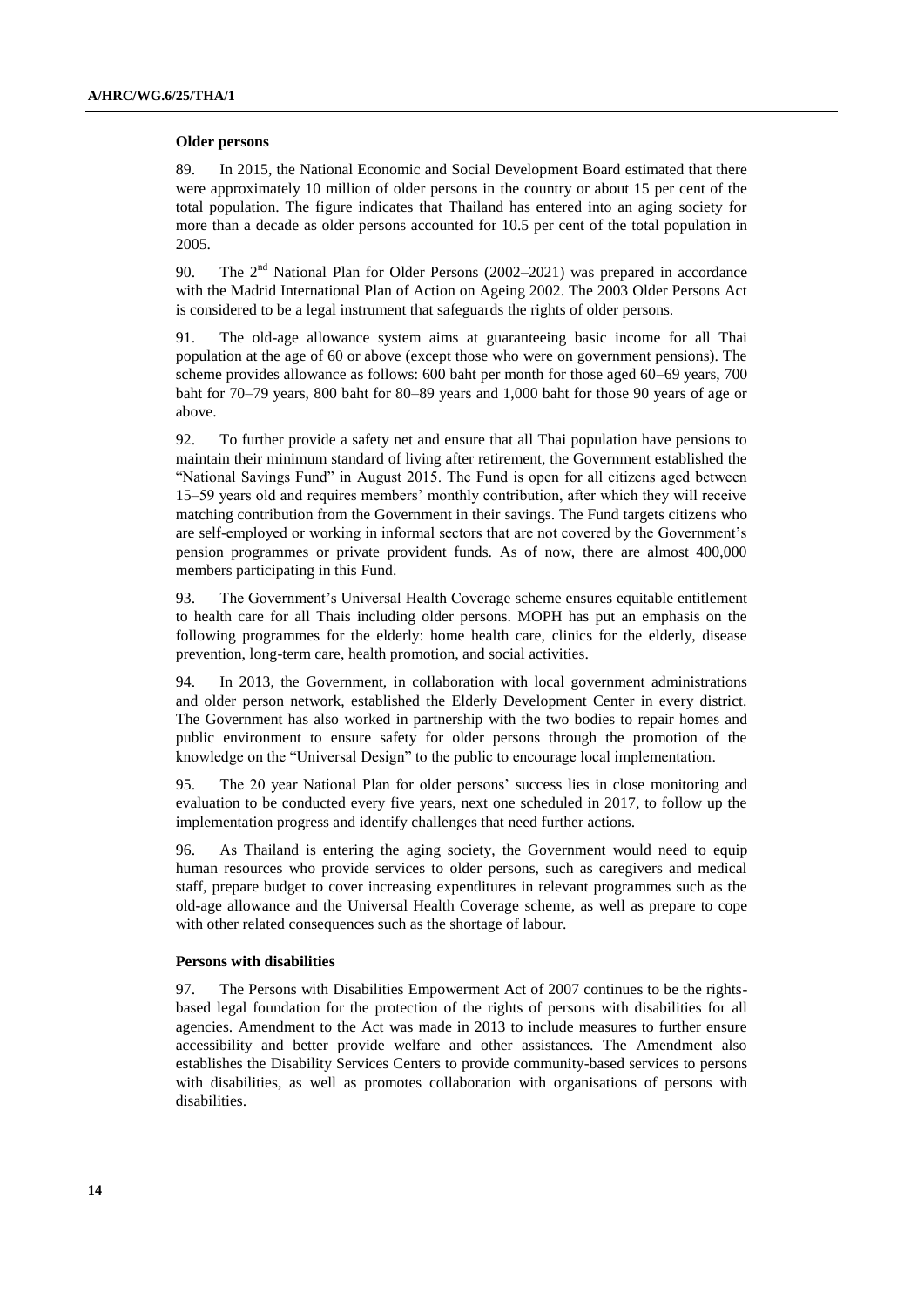**Older persons**

89. In 2015, the National Economic and Social Development Board estimated that there were approximately 10 million of older persons in the country or about 15 per cent of the total population. The figure indicates that Thailand has entered into an aging society for more than a decade as older persons accounted for 10.5 per cent of the total population in 2005.

90. The 2nd National Plan for Older Persons (2002–2021) was prepared in accordance with the Madrid International Plan of Action on Ageing 2002. The 2003 Older Persons Act is considered to be a legal instrument that safeguards the rights of older persons.

91. The old-age allowance system aims at guaranteeing basic income for all Thai population at the age of 60 or above (except those who were on government pensions). The scheme provides allowance as follows: 600 baht per month for those aged 60–69 years, 700 baht for 70–79 years, 800 baht for 80–89 years and 1,000 baht for those 90 years of age or above.

92. To further provide a safety net and ensure that all Thai population have pensions to maintain their minimum standard of living after retirement, the Government established the "National Savings Fund" in August 2015. The Fund is open for all citizens aged between 15–59 years old and requires members' monthly contribution, after which they will receive matching contribution from the Government in their savings. The Fund targets citizens who are self-employed or working in informal sectors that are not covered by the Government's pension programmes or private provident funds. As of now, there are almost 400,000 members participating in this Fund.

93. The Government's Universal Health Coverage scheme ensures equitable entitlement to health care for all Thais including older persons. MOPH has put an emphasis on the following programmes for the elderly: home health care, clinics for the elderly, disease prevention, long-term care, health promotion, and social activities.

94. In 2013, the Government, in collaboration with local government administrations and older person network, established the Elderly Development Center in every district. The Government has also worked in partnership with the two bodies to repair homes and public environment to ensure safety for older persons through the promotion of the knowledge on the "Universal Design" to the public to encourage local implementation.

95. The 20 year National Plan for older persons' success lies in close monitoring and evaluation to be conducted every five years, next one scheduled in 2017, to follow up the implementation progress and identify challenges that need further actions.

96. As Thailand is entering the aging society, the Government would need to equip human resources who provide services to older persons, such as caregivers and medical staff, prepare budget to cover increasing expenditures in relevant programmes such as the old-age allowance and the Universal Health Coverage scheme, as well as prepare to cope with other related consequences such as the shortage of labour.

**Persons with disabilities**

97. The Persons with Disabilities Empowerment Act of 2007 continues to be the rights-based legal foundation for the protection of the rights of persons with disabilities for all agencies. Amendment to the Act was made in 2013 to include measures to further ensure accessibility and better provide welfare and other assistances. The Amendment also establishes the Disability Services Centers to provide community-based services to persons with disabilities, as well as promotes collaboration with organisations of persons with disabilities.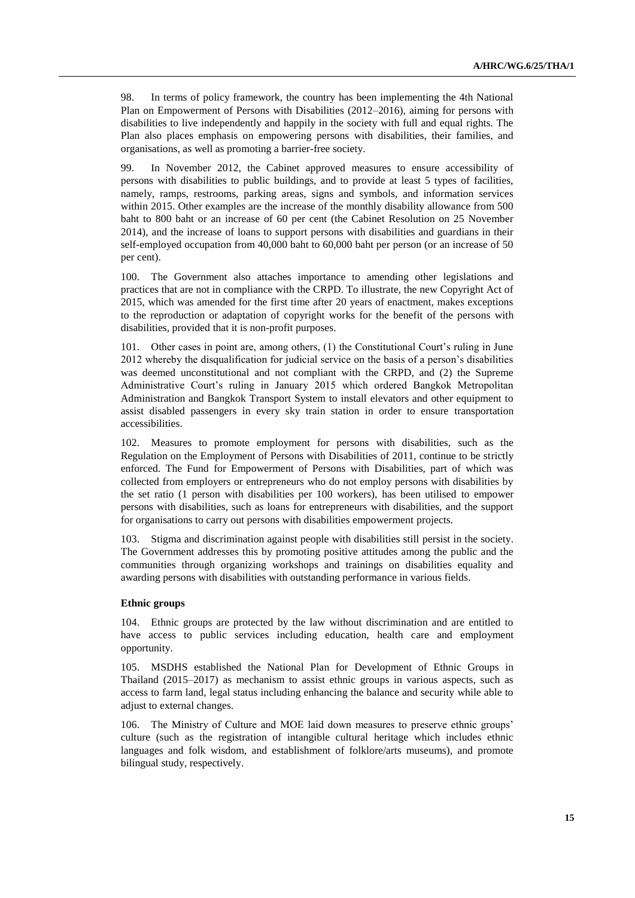98. In terms of policy framework, the country has been implementing the 4th National Plan on Empowerment of Persons with Disabilities (2012–2016), aiming for persons with disabilities to live independently and happily in the society with full and equal rights. The Plan also places emphasis on empowering persons with disabilities, their families, and organisations, as well as promoting a barrier-free society.

99. In November 2012, the Cabinet approved measures to ensure accessibility of persons with disabilities to public buildings, and to provide at least 5 types of facilities, namely, ramps, restrooms, parking areas, signs and symbols, and information services within 2015. Other examples are the increase of the monthly disability allowance from 500 baht to 800 baht or an increase of 60 per cent (the Cabinet Resolution on 25 November 2014), and the increase of loans to support persons with disabilities and guardians in their self-employed occupation from 40,000 baht to 60,000 baht per person (or an increase of 50 per cent).

100. The Government also attaches importance to amending other legislations and practices that are not in compliance with the CRPD. To illustrate, the new Copyright Act of 2015, which was amended for the first time after 20 years of enactment, makes exceptions to the reproduction or adaptation of copyright works for the benefit of the persons with disabilities, provided that it is non-profit purposes.

101. Other cases in point are, among others, (1) the Constitutional Court's ruling in June 2012 whereby the disqualification for judicial service on the basis of a person's disabilities was deemed unconstitutional and not compliant with the CRPD, and (2) the Supreme Administrative Court's ruling in January 2015 which ordered Bangkok Metropolitan Administration and Bangkok Transport System to install elevators and other equipment to assist disabled passengers in every sky train station in order to ensure transportation accessibilities.

102. Measures to promote employment for persons with disabilities, such as the Regulation on the Employment of Persons with Disabilities of 2011, continue to be strictly enforced. The Fund for Empowerment of Persons with Disabilities, part of which was collected from employers or entrepreneurs who do not employ persons with disabilities by the set ratio (1 person with disabilities per 100 workers), has been utilised to empower persons with disabilities, such as loans for entrepreneurs with disabilities, and the support for organisations to carry out persons with disabilities empowerment projects.

103. Stigma and discrimination against people with disabilities still persist in the society. The Government addresses this by promoting positive attitudes among the public and the communities through organizing workshops and trainings on disabilities equality and awarding persons with disabilities with outstanding performance in various fields.

**Ethnic groups**

104. Ethnic groups are protected by the law without discrimination and are entitled to have access to public services including education, health care and employment opportunity.

105. MSDHS established the National Plan for Development of Ethnic Groups in Thailand (2015–2017) as mechanism to assist ethnic groups in various aspects, such as access to farm land, legal status including enhancing the balance and security while able to adjust to external changes.

106. The Ministry of Culture and MOE laid down measures to preserve ethnic groups' culture (such as the registration of intangible cultural heritage which includes ethnic languages and folk wisdom, and establishment of folklore/arts museums), and promote bilingual study, respectively.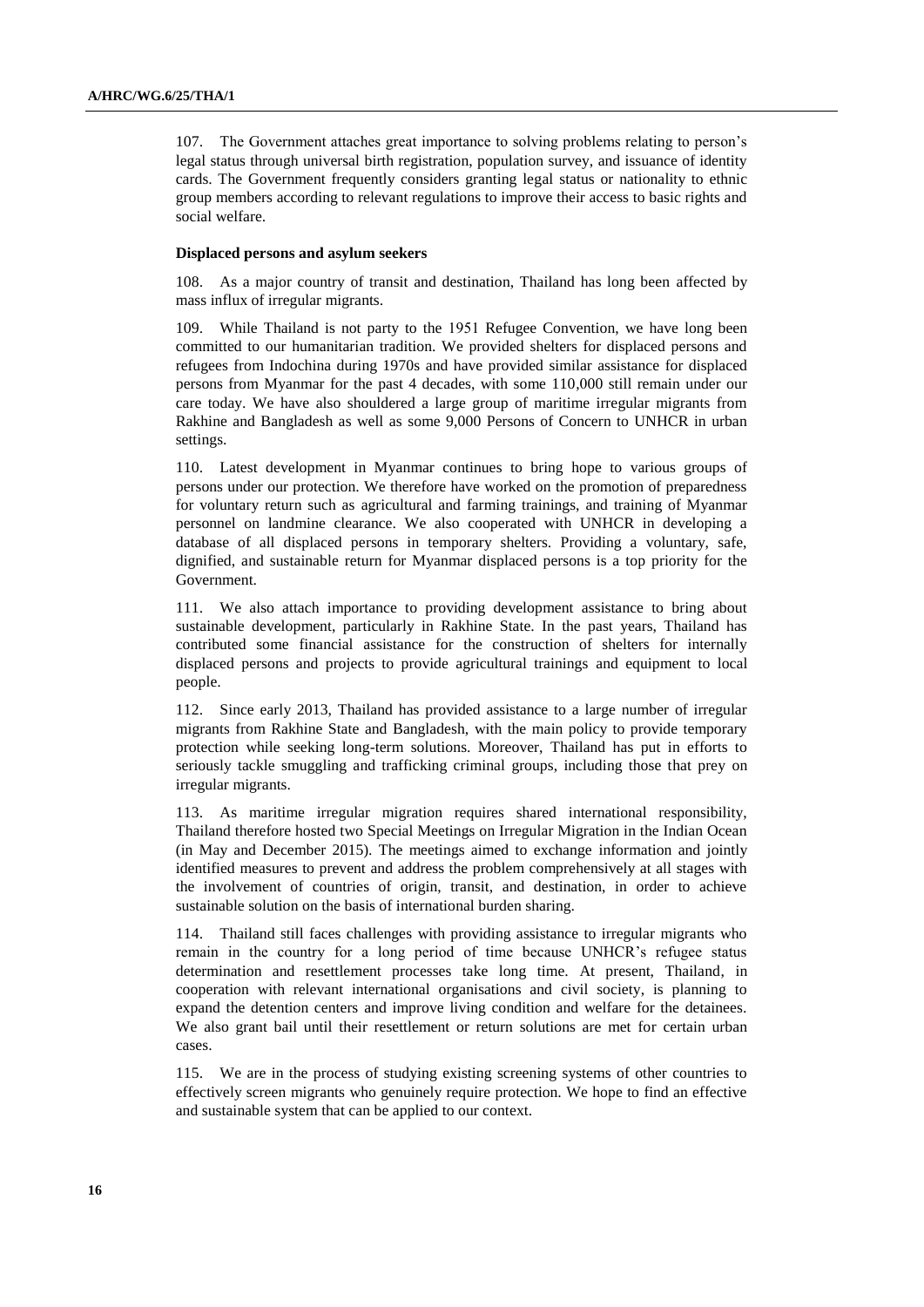107. The Government attaches great importance to solving problems relating to person's legal status through universal birth registration, population survey, and issuance of identity cards. The Government frequently considers granting legal status or nationality to ethnic group members according to relevant regulations to improve their access to basic rights and social welfare.

**Displaced persons and asylum seekers**

108. As a major country of transit and destination, Thailand has long been affected by mass influx of irregular migrants.

109. While Thailand is not party to the 1951 Refugee Convention, we have long been committed to our humanitarian tradition. We provided shelters for displaced persons and refugees from Indochina during 1970s and have provided similar assistance for displaced persons from Myanmar for the past 4 decades, with some 110,000 still remain under our care today. We have also shouldered a large group of maritime irregular migrants from Rakhine and Bangladesh as well as some 9,000 Persons of Concern to UNHCR in urban settings.

110. Latest development in Myanmar continues to bring hope to various groups of persons under our protection. We therefore have worked on the promotion of preparedness for voluntary return such as agricultural and farming trainings, and training of Myanmar personnel on landmine clearance. We also cooperated with UNHCR in developing a database of all displaced persons in temporary shelters. Providing a voluntary, safe, dignified, and sustainable return for Myanmar displaced persons is a top priority for the Government.

111. We also attach importance to providing development assistance to bring about sustainable development, particularly in Rakhine State. In the past years, Thailand has contributed some financial assistance for the construction of shelters for internally displaced persons and projects to provide agricultural trainings and equipment to local people.

112. Since early 2013, Thailand has provided assistance to a large number of irregular migrants from Rakhine State and Bangladesh, with the main policy to provide temporary protection while seeking long-term solutions. Moreover, Thailand has put in efforts to seriously tackle smuggling and trafficking criminal groups, including those that prey on irregular migrants.

113. As maritime irregular migration requires shared international responsibility, Thailand therefore hosted two Special Meetings on Irregular Migration in the Indian Ocean (in May and December 2015). The meetings aimed to exchange information and jointly identified measures to prevent and address the problem comprehensively at all stages with the involvement of countries of origin, transit, and destination, in order to achieve sustainable solution on the basis of international burden sharing.

114. Thailand still faces challenges with providing assistance to irregular migrants who remain in the country for a long period of time because UNHCR's refugee status determination and resettlement processes take long time. At present, Thailand, in cooperation with relevant international organisations and civil society, is planning to expand the detention centers and improve living condition and welfare for the detainees. We also grant bail until their resettlement or return solutions are met for certain urban cases.

115. We are in the process of studying existing screening systems of other countries to effectively screen migrants who genuinely require protection. We hope to find an effective and sustainable system that can be applied to our context.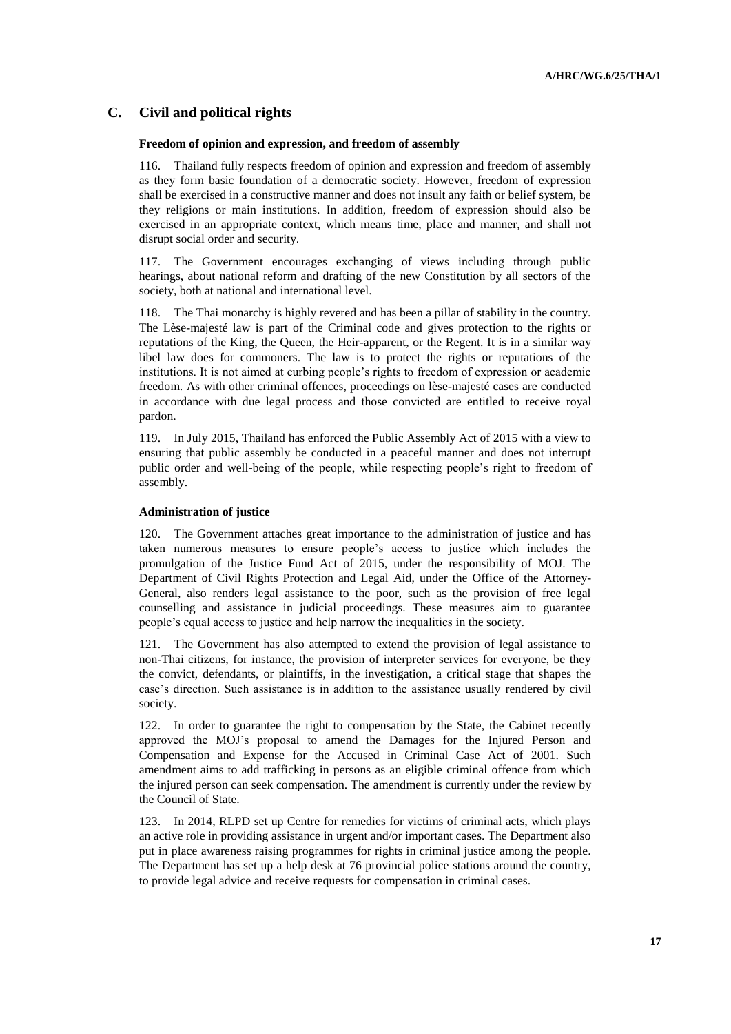## C. Civil and political rights

### Freedom of opinion and expression, and freedom of assembly

116. Thailand fully respects freedom of opinion and expression and freedom of assembly as they form basic foundation of a democratic society. However, freedom of expression shall be exercised in a constructive manner and does not insult any faith or belief system, be they religions or main institutions. In addition, freedom of expression should also be exercised in an appropriate context, which means time, place and manner, and shall not disrupt social order and security.

117. The Government encourages exchanging of views including through public hearings, about national reform and drafting of the new Constitution by all sectors of the society, both at national and international level.

118. The Thai monarchy is highly revered and has been a pillar of stability in the country. The Lèse-majesté law is part of the Criminal code and gives protection to the rights or reputations of the King, the Queen, the Heir-apparent, or the Regent. It is in a similar way libel law does for commoners. The law is to protect the rights or reputations of the institutions. It is not aimed at curbing people's rights to freedom of expression or academic freedom. As with other criminal offences, proceedings on lèse-majesté cases are conducted in accordance with due legal process and those convicted are entitled to receive royal pardon.

119. In July 2015, Thailand has enforced the Public Assembly Act of 2015 with a view to ensuring that public assembly be conducted in a peaceful manner and does not interrupt public order and well-being of the people, while respecting people's right to freedom of assembly.

### Administration of justice

120. The Government attaches great importance to the administration of justice and has taken numerous measures to ensure people's access to justice which includes the promulgation of the Justice Fund Act of 2015, under the responsibility of MOJ. The Department of Civil Rights Protection and Legal Aid, under the Office of the Attorney-General, also renders legal assistance to the poor, such as the provision of free legal counselling and assistance in judicial proceedings. These measures aim to guarantee people's equal access to justice and help narrow the inequalities in the society.

121. The Government has also attempted to extend the provision of legal assistance to non-Thai citizens, for instance, the provision of interpreter services for everyone, be they the convict, defendants, or plaintiffs, in the investigation, a critical stage that shapes the case's direction. Such assistance is in addition to the assistance usually rendered by civil society.

122. In order to guarantee the right to compensation by the State, the Cabinet recently approved the MOJ's proposal to amend the Damages for the Injured Person and Compensation and Expense for the Accused in Criminal Case Act of 2001. Such amendment aims to add trafficking in persons as an eligible criminal offence from which the injured person can seek compensation. The amendment is currently under the review by the Council of State.

123. In 2014, RLPD set up Centre for remedies for victims of criminal acts, which plays an active role in providing assistance in urgent and/or important cases. The Department also put in place awareness raising programmes for rights in criminal justice among the people. The Department has set up a help desk at 76 provincial police stations around the country, to provide legal advice and receive requests for compensation in criminal cases.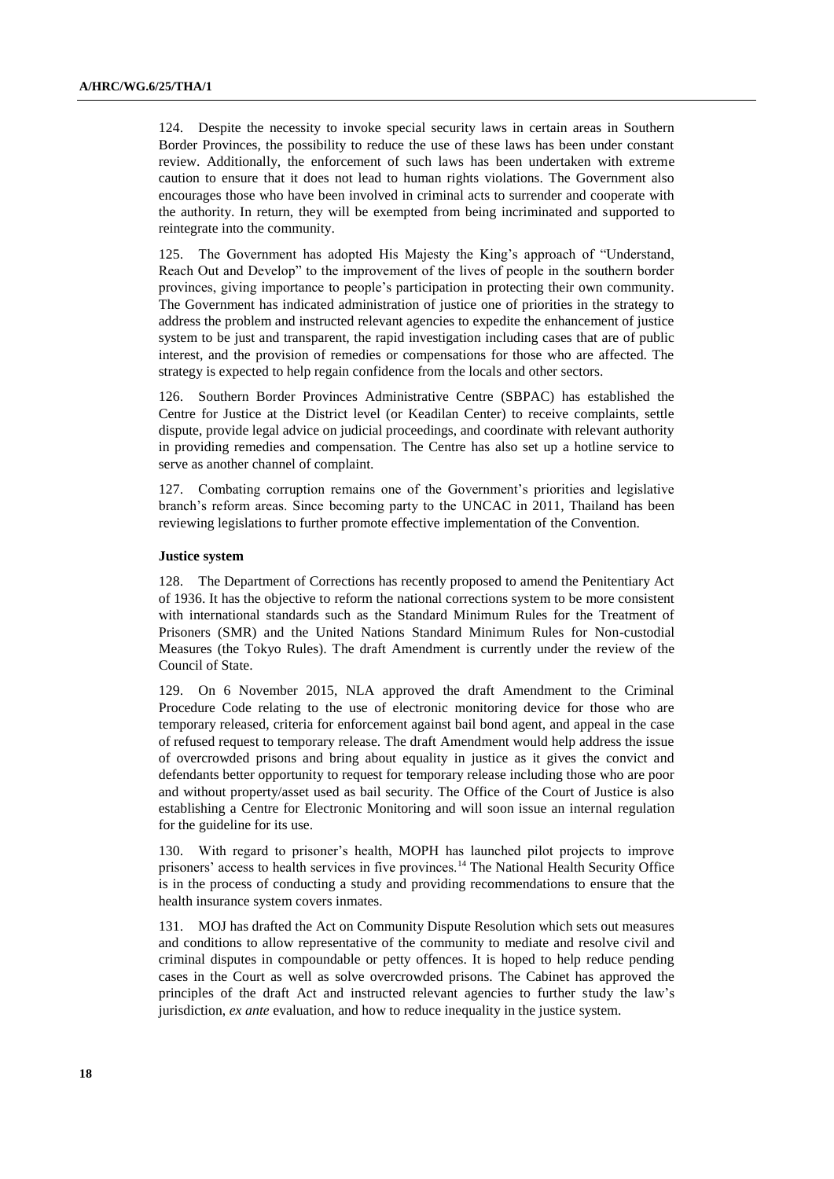124. Despite the necessity to invoke special security laws in certain areas in Southern Border Provinces, the possibility to reduce the use of these laws has been under constant review. Additionally, the enforcement of such laws has been undertaken with extreme caution to ensure that it does not lead to human rights violations. The Government also encourages those who have been involved in criminal acts to surrender and cooperate with the authority. In return, they will be exempted from being incriminated and supported to reintegrate into the community.

125. The Government has adopted His Majesty the King's approach of "Understand, Reach Out and Develop" to the improvement of the lives of people in the southern border provinces, giving importance to people's participation in protecting their own community. The Government has indicated administration of justice one of priorities in the strategy to address the problem and instructed relevant agencies to expedite the enhancement of justice system to be just and transparent, the rapid investigation including cases that are of public interest, and the provision of remedies or compensations for those who are affected. The strategy is expected to help regain confidence from the locals and other sectors.

126. Southern Border Provinces Administrative Centre (SBPAC) has established the Centre for Justice at the District level (or Keadilan Center) to receive complaints, settle dispute, provide legal advice on judicial proceedings, and coordinate with relevant authority in providing remedies and compensation. The Centre has also set up a hotline service to serve as another channel of complaint.

127. Combating corruption remains one of the Government's priorities and legislative branch's reform areas. Since becoming party to the UNCAC in 2011, Thailand has been reviewing legislations to further promote effective implementation of the Convention.

### Justice system

128. The Department of Corrections has recently proposed to amend the Penitentiary Act of 1936. It has the objective to reform the national corrections system to be more consistent with international standards such as the Standard Minimum Rules for the Treatment of Prisoners (SMR) and the United Nations Standard Minimum Rules for Non-custodial Measures (the Tokyo Rules). The draft Amendment is currently under the review of the Council of State.

129. On 6 November 2015, NLA approved the draft Amendment to the Criminal Procedure Code relating to the use of electronic monitoring device for those who are temporary released, criteria for enforcement against bail bond agent, and appeal in the case of refused request to temporary release. The draft Amendment would help address the issue of overcrowded prisons and bring about equality in justice as it gives the convict and defendants better opportunity to request for temporary release including those who are poor and without property/asset used as bail security. The Office of the Court of Justice is also establishing a Centre for Electronic Monitoring and will soon issue an internal regulation for the guideline for its use.

130. With regard to prisoner's health, MOPH has launched pilot projects to improve prisoners' access to health services in five provinces.[14] The National Health Security Office is in the process of conducting a study and providing recommendations to ensure that the health insurance system covers inmates.

131. MOJ has drafted the Act on Community Dispute Resolution which sets out measures and conditions to allow representative of the community to mediate and resolve civil and criminal disputes in compoundable or petty offences. It is hoped to help reduce pending cases in the Court as well as solve overcrowded prisons. The Cabinet has approved the principles of the draft Act and instructed relevant agencies to further study the law's jurisdiction, *ex ante* evaluation, and how to reduce inequality in the justice system.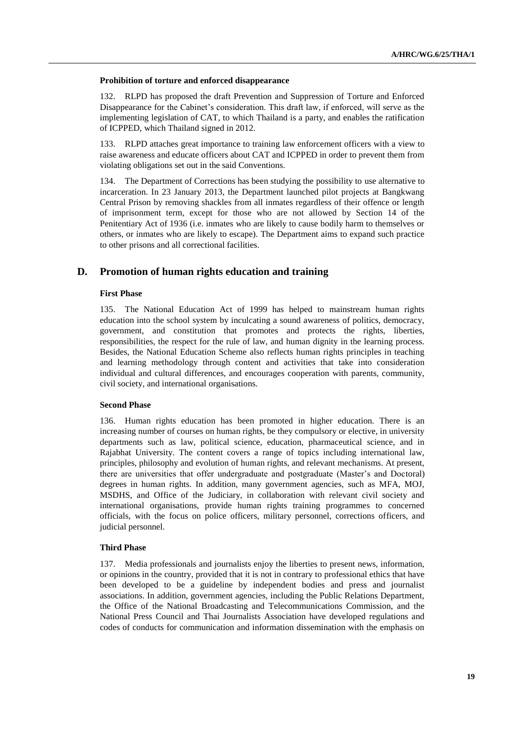**Prohibition of torture and enforced disappearance**

132. RLPD has proposed the draft Prevention and Suppression of Torture and Enforced Disappearance for the Cabinet's consideration. This draft law, if enforced, will serve as the implementing legislation of CAT, to which Thailand is a party, and enables the ratification of ICPPED, which Thailand signed in 2012.

133. RLPD attaches great importance to training law enforcement officers with a view to raise awareness and educate officers about CAT and ICPPED in order to prevent them from violating obligations set out in the said Conventions.

134. The Department of Corrections has been studying the possibility to use alternative to incarceration. In 23 January 2013, the Department launched pilot projects at Bangkwang Central Prison by removing shackles from all inmates regardless of their offence or length of imprisonment term, except for those who are not allowed by Section 14 of the Penitentiary Act of 1936 (i.e. inmates who are likely to cause bodily harm to themselves or others, or inmates who are likely to escape). The Department aims to expand such practice to other prisons and all correctional facilities.

## D. Promotion of human rights education and training

**First Phase**

135. The National Education Act of 1999 has helped to mainstream human rights education into the school system by inculcating a sound awareness of politics, democracy, government, and constitution that promotes and protects the rights, liberties, responsibilities, the respect for the rule of law, and human dignity in the learning process. Besides, the National Education Scheme also reflects human rights principles in teaching and learning methodology through content and activities that take into consideration individual and cultural differences, and encourages cooperation with parents, community, civil society, and international organisations.

**Second Phase**

136. Human rights education has been promoted in higher education. There is an increasing number of courses on human rights, be they compulsory or elective, in university departments such as law, political science, education, pharmaceutical science, and in Rajabhat University. The content covers a range of topics including international law, principles, philosophy and evolution of human rights, and relevant mechanisms. At present, there are universities that offer undergraduate and postgraduate (Master's and Doctoral) degrees in human rights. In addition, many government agencies, such as MFA, MOJ, MSDHS, and Office of the Judiciary, in collaboration with relevant civil society and international organisations, provide human rights training programmes to concerned officials, with the focus on police officers, military personnel, corrections officers, and judicial personnel.

**Third Phase**

137. Media professionals and journalists enjoy the liberties to present news, information, or opinions in the country, provided that it is not in contrary to professional ethics that have been developed to be a guideline by independent bodies and press and journalist associations. In addition, government agencies, including the Public Relations Department, the Office of the National Broadcasting and Telecommunications Commission, and the National Press Council and Thai Journalists Association have developed regulations and codes of conducts for communication and information dissemination with the emphasis on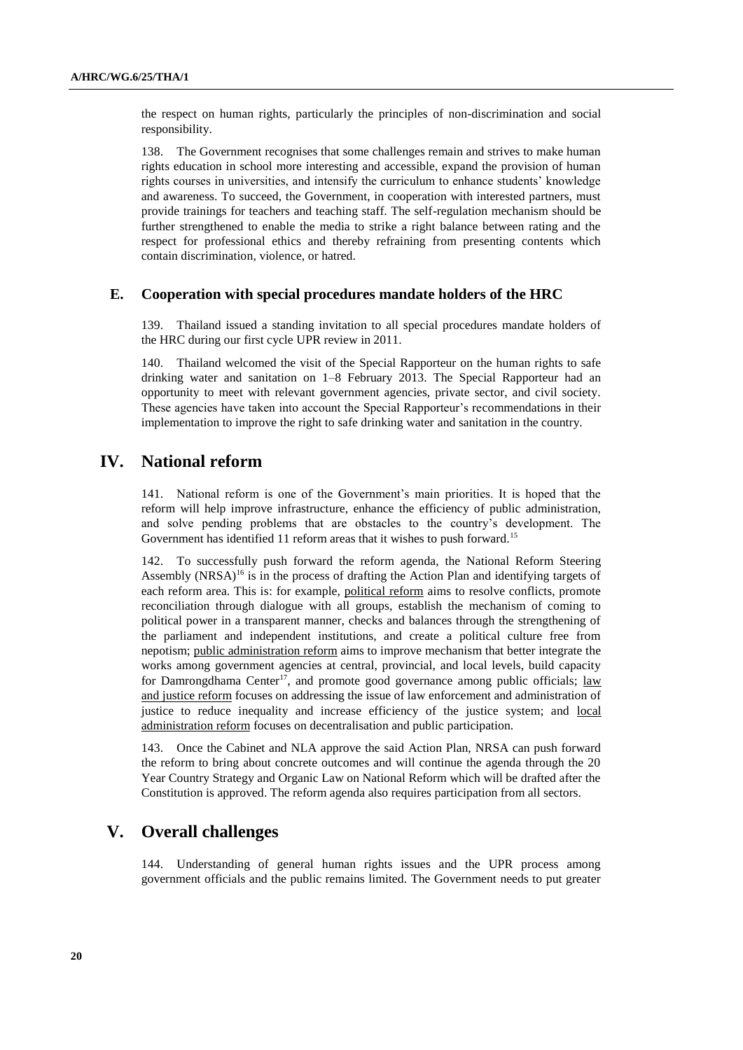the respect on human rights, particularly the principles of non-discrimination and social responsibility.

138. The Government recognises that some challenges remain and strives to make human rights education in school more interesting and accessible, expand the provision of human rights courses in universities, and intensify the curriculum to enhance students' knowledge and awareness. To succeed, the Government, in cooperation with interested partners, must provide trainings for teachers and teaching staff. The self-regulation mechanism should be further strengthened to enable the media to strike a right balance between rating and the respect for professional ethics and thereby refraining from presenting contents which contain discrimination, violence, or hatred.

## E. Cooperation with special procedures mandate holders of the HRC

139. Thailand issued a standing invitation to all special procedures mandate holders of the HRC during our first cycle UPR review in 2011.

140. Thailand welcomed the visit of the Special Rapporteur on the human rights to safe drinking water and sanitation on 1–8 February 2013. The Special Rapporteur had an opportunity to meet with relevant government agencies, private sector, and civil society. These agencies have taken into account the Special Rapporteur's recommendations in their implementation to improve the right to safe drinking water and sanitation in the country.

# IV. National reform

141. National reform is one of the Government's main priorities. It is hoped that the reform will help improve infrastructure, enhance the efficiency of public administration, and solve pending problems that are obstacles to the country's development. The Government has identified 11 reform areas that it wishes to push forward.[15]

142. To successfully push forward the reform agenda, the National Reform Steering Assembly (NRSA)[16] is in the process of drafting the Action Plan and identifying targets of each reform area. This is: for example, political reform aims to resolve conflicts, promote reconciliation through dialogue with all groups, establish the mechanism of coming to political power in a transparent manner, checks and balances through the strengthening of the parliament and independent institutions, and create a political culture free from nepotism; public administration reform aims to improve mechanism that better integrate the works among government agencies at central, provincial, and local levels, build capacity for Damrongdhama Center[17], and promote good governance among public officials; law and justice reform focuses on addressing the issue of law enforcement and administration of justice to reduce inequality and increase efficiency of the justice system; and local administration reform focuses on decentralisation and public participation.

143. Once the Cabinet and NLA approve the said Action Plan, NRSA can push forward the reform to bring about concrete outcomes and will continue the agenda through the 20 Year Country Strategy and Organic Law on National Reform which will be drafted after the Constitution is approved. The reform agenda also requires participation from all sectors.

# V. Overall challenges

144. Understanding of general human rights issues and the UPR process among government officials and the public remains limited. The Government needs to put greater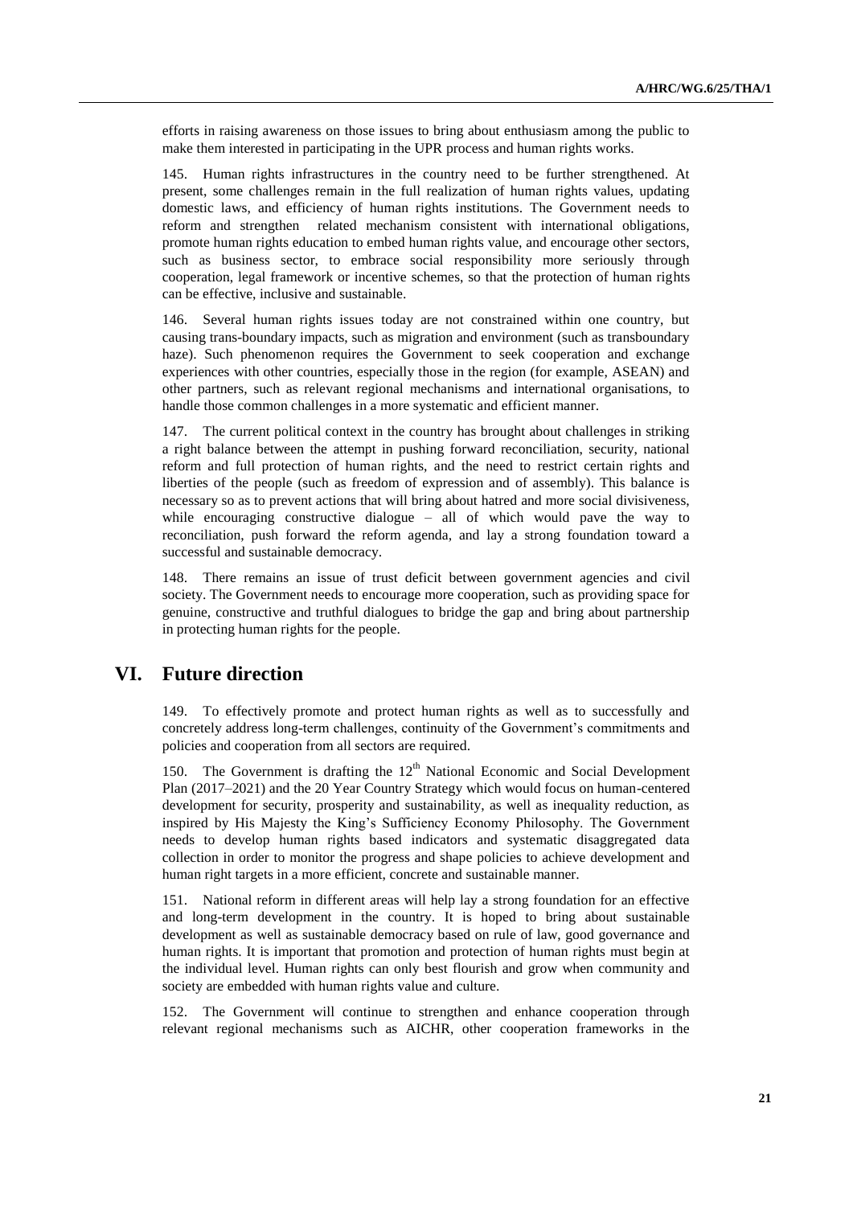efforts in raising awareness on those issues to bring about enthusiasm among the public to make them interested in participating in the UPR process and human rights works.

145. Human rights infrastructures in the country need to be further strengthened. At present, some challenges remain in the full realization of human rights values, updating domestic laws, and efficiency of human rights institutions. The Government needs to reform and strengthen related mechanism consistent with international obligations, promote human rights education to embed human rights value, and encourage other sectors, such as business sector, to embrace social responsibility more seriously through cooperation, legal framework or incentive schemes, so that the protection of human rights can be effective, inclusive and sustainable.

146. Several human rights issues today are not constrained within one country, but causing trans-boundary impacts, such as migration and environment (such as transboundary haze). Such phenomenon requires the Government to seek cooperation and exchange experiences with other countries, especially those in the region (for example, ASEAN) and other partners, such as relevant regional mechanisms and international organisations, to handle those common challenges in a more systematic and efficient manner.

147. The current political context in the country has brought about challenges in striking a right balance between the attempt in pushing forward reconciliation, security, national reform and full protection of human rights, and the need to restrict certain rights and liberties of the people (such as freedom of expression and of assembly). This balance is necessary so as to prevent actions that will bring about hatred and more social divisiveness, while encouraging constructive dialogue – all of which would pave the way to reconciliation, push forward the reform agenda, and lay a strong foundation toward a successful and sustainable democracy.

148. There remains an issue of trust deficit between government agencies and civil society. The Government needs to encourage more cooperation, such as providing space for genuine, constructive and truthful dialogues to bridge the gap and bring about partnership in protecting human rights for the people.

# VI. Future direction

149. To effectively promote and protect human rights as well as to successfully and concretely address long-term challenges, continuity of the Government's commitments and policies and cooperation from all sectors are required.

150. The Government is drafting the 12th National Economic and Social Development Plan (2017–2021) and the 20 Year Country Strategy which would focus on human-centered development for security, prosperity and sustainability, as well as inequality reduction, as inspired by His Majesty the King's Sufficiency Economy Philosophy. The Government needs to develop human rights based indicators and systematic disaggregated data collection in order to monitor the progress and shape policies to achieve development and human right targets in a more efficient, concrete and sustainable manner.

151. National reform in different areas will help lay a strong foundation for an effective and long-term development in the country. It is hoped to bring about sustainable development as well as sustainable democracy based on rule of law, good governance and human rights. It is important that promotion and protection of human rights must begin at the individual level. Human rights can only best flourish and grow when community and society are embedded with human rights value and culture.

152. The Government will continue to strengthen and enhance cooperation through relevant regional mechanisms such as AICHR, other cooperation frameworks in the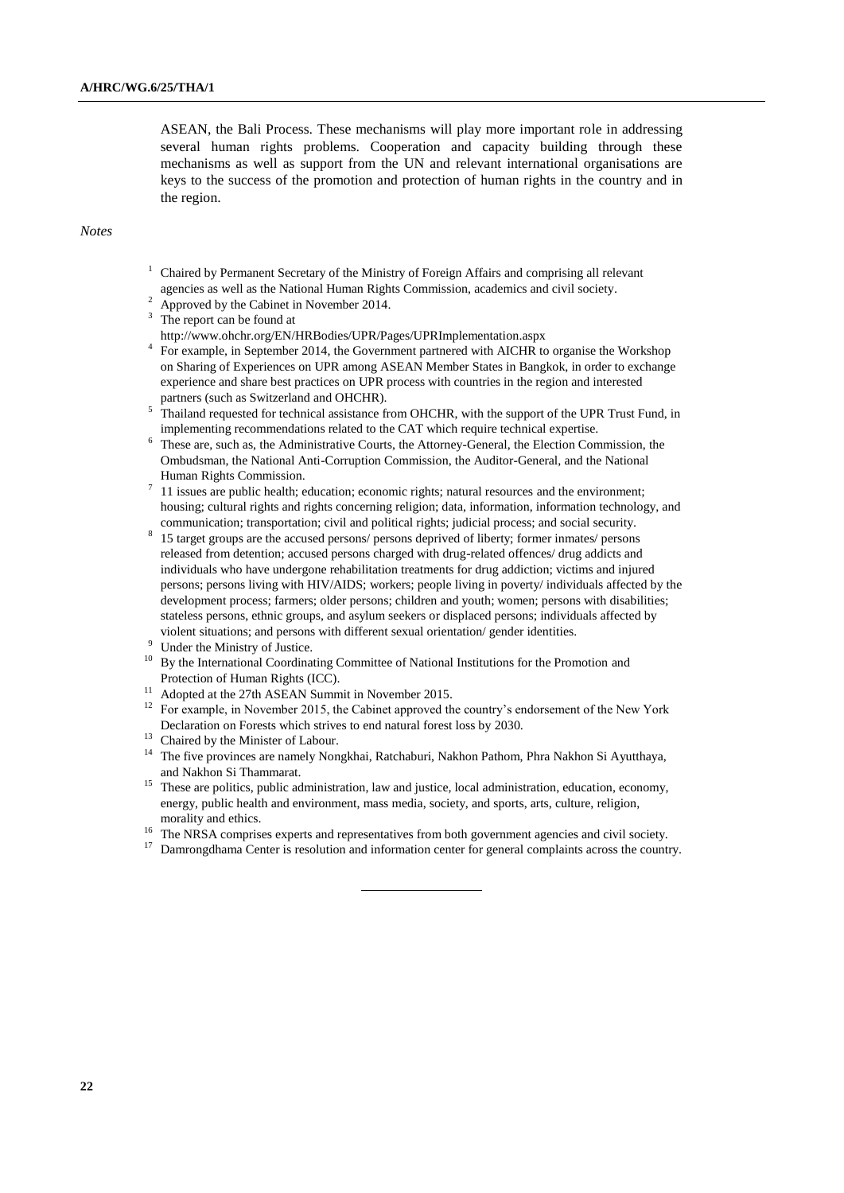ASEAN, the Bali Process. These mechanisms will play more important role in addressing several human rights problems. Cooperation and capacity building through these mechanisms as well as support from the UN and relevant international organisations are keys to the success of the promotion and protection of human rights in the country and in the region.

*Notes*

[1] Chaired by Permanent Secretary of the Ministry of Foreign Affairs and comprising all relevant agencies as well as the National Human Rights Commission, academics and civil society.

[2] Approved by the Cabinet in November 2014.

[3] The report can be found at http://www.ohchr.org/EN/HRBodies/UPR/Pages/UPRImplementation.aspx

[4] For example, in September 2014, the Government partnered with AICHR to organise the Workshop on Sharing of Experiences on UPR among ASEAN Member States in Bangkok, in order to exchange experience and share best practices on UPR process with countries in the region and interested partners (such as Switzerland and OHCHR).

[5] Thailand requested for technical assistance from OHCHR, with the support of the UPR Trust Fund, in implementing recommendations related to the CAT which require technical expertise.

[6] These are, such as, the Administrative Courts, the Attorney-General, the Election Commission, the Ombudsman, the National Anti-Corruption Commission, the Auditor-General, and the National Human Rights Commission.

[7] 11 issues are public health; education; economic rights; natural resources and the environment; housing; cultural rights and rights concerning religion; data, information, information technology, and communication; transportation; civil and political rights; judicial process; and social security.

[8] 15 target groups are the accused persons/ persons deprived of liberty; former inmates/ persons released from detention; accused persons charged with drug-related offences/ drug addicts and individuals who have undergone rehabilitation treatments for drug addiction; victims and injured persons; persons living with HIV/AIDS; workers; people living in poverty/ individuals affected by the development process; farmers; older persons; children and youth; women; persons with disabilities; stateless persons, ethnic groups, and asylum seekers or displaced persons; individuals affected by violent situations; and persons with different sexual orientation/ gender identities.

[9] Under the Ministry of Justice.

[10] By the International Coordinating Committee of National Institutions for the Promotion and Protection of Human Rights (ICC).

[11] Adopted at the 27th ASEAN Summit in November 2015.

[12] For example, in November 2015, the Cabinet approved the country's endorsement of the New York Declaration on Forests which strives to end natural forest loss by 2030.

[13] Chaired by the Minister of Labour.

[14] The five provinces are namely Nongkhai, Ratchaburi, Nakhon Pathom, Phra Nakhon Si Ayutthaya, and Nakhon Si Thammarat.

[15] These are politics, public administration, law and justice, local administration, education, economy, energy, public health and environment, mass media, society, and sports, arts, culture, religion, morality and ethics.

[16] The NRSA comprises experts and representatives from both government agencies and civil society.

[17] Damrongdhama Center is resolution and information center for general complaints across the country.